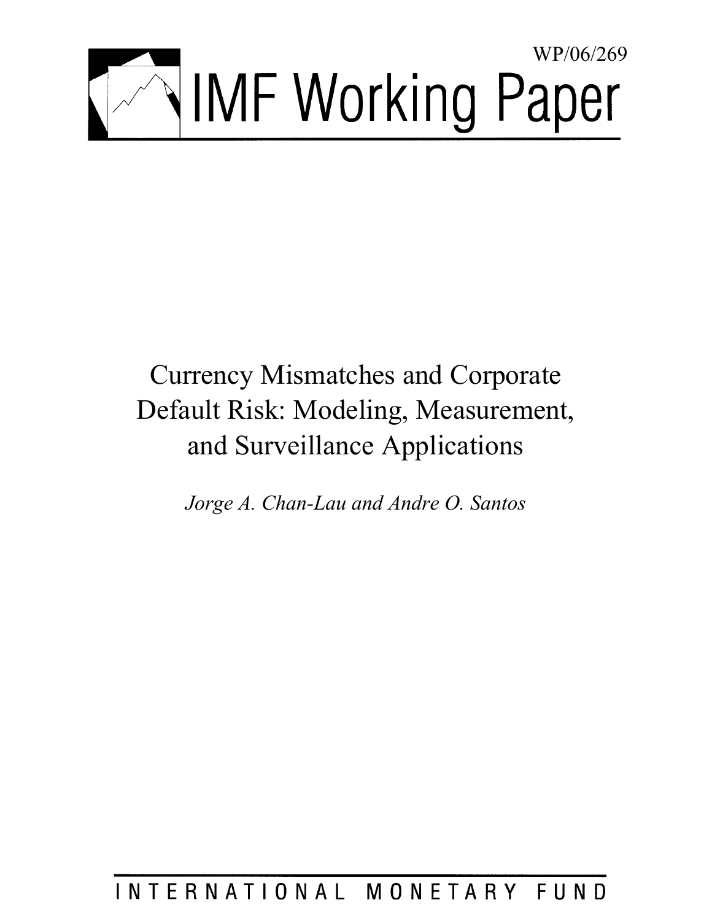WP/06/269

# IMF Working Paper

## Currency Mismatches and Corporate Default Risk: Modeling, Measurement, and Surveillance Applications

*Jorge A. Chan-Lau and Andre O. Santos*

INTERNATIONAL MONETARY FUND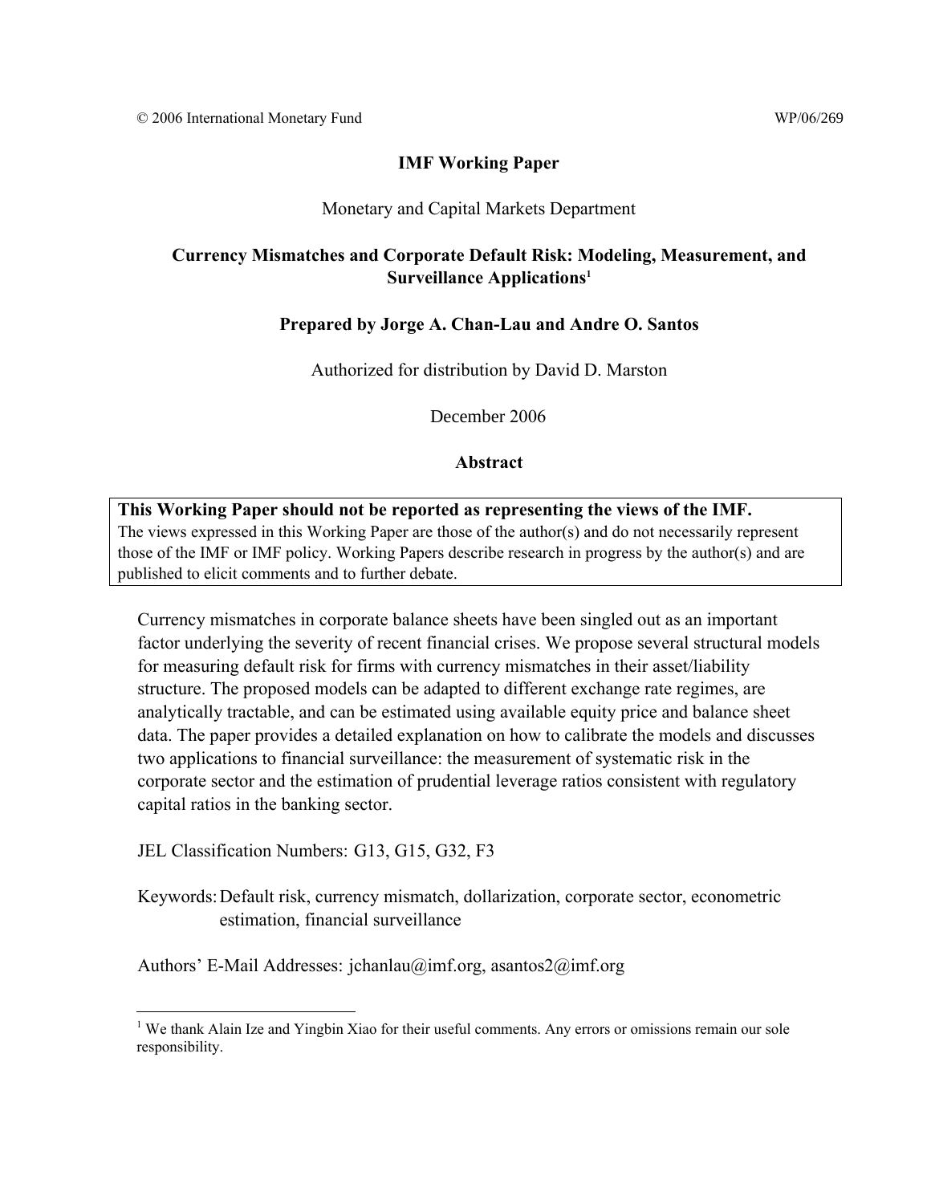© 2006 International Monetary Fund WP/06/269

**IMF Working Paper**

Monetary and Capital Markets Department

# Currency Mismatches and Corporate Default Risk: Modeling, Measurement, and Surveillance Applications[1]

**Prepared by Jorge A. Chan-Lau and Andre O. Santos**

Authorized for distribution by David D. Marston

December 2006

**Abstract**

**This Working Paper should not be reported as representing the views of the IMF.**
The views expressed in this Working Paper are those of the author(s) and do not necessarily represent those of the IMF or IMF policy. Working Papers describe research in progress by the author(s) and are published to elicit comments and to further debate.

Currency mismatches in corporate balance sheets have been singled out as an important factor underlying the severity of recent financial crises. We propose several structural models for measuring default risk for firms with currency mismatches in their asset/liability structure. The proposed models can be adapted to different exchange rate regimes, are analytically tractable, and can be estimated using available equity price and balance sheet data. The paper provides a detailed explanation on how to calibrate the models and discusses two applications to financial surveillance: the measurement of systematic risk in the corporate sector and the estimation of prudential leverage ratios consistent with regulatory capital ratios in the banking sector.

JEL Classification Numbers: G13, G15, G32, F3

Keywords: Default risk, currency mismatch, dollarization, corporate sector, econometric estimation, financial surveillance

Authors' E-Mail Addresses: jchanlau@imf.org, asantos2@imf.org

[1] We thank Alain Ize and Yingbin Xiao for their useful comments. Any errors or omissions remain our sole responsibility.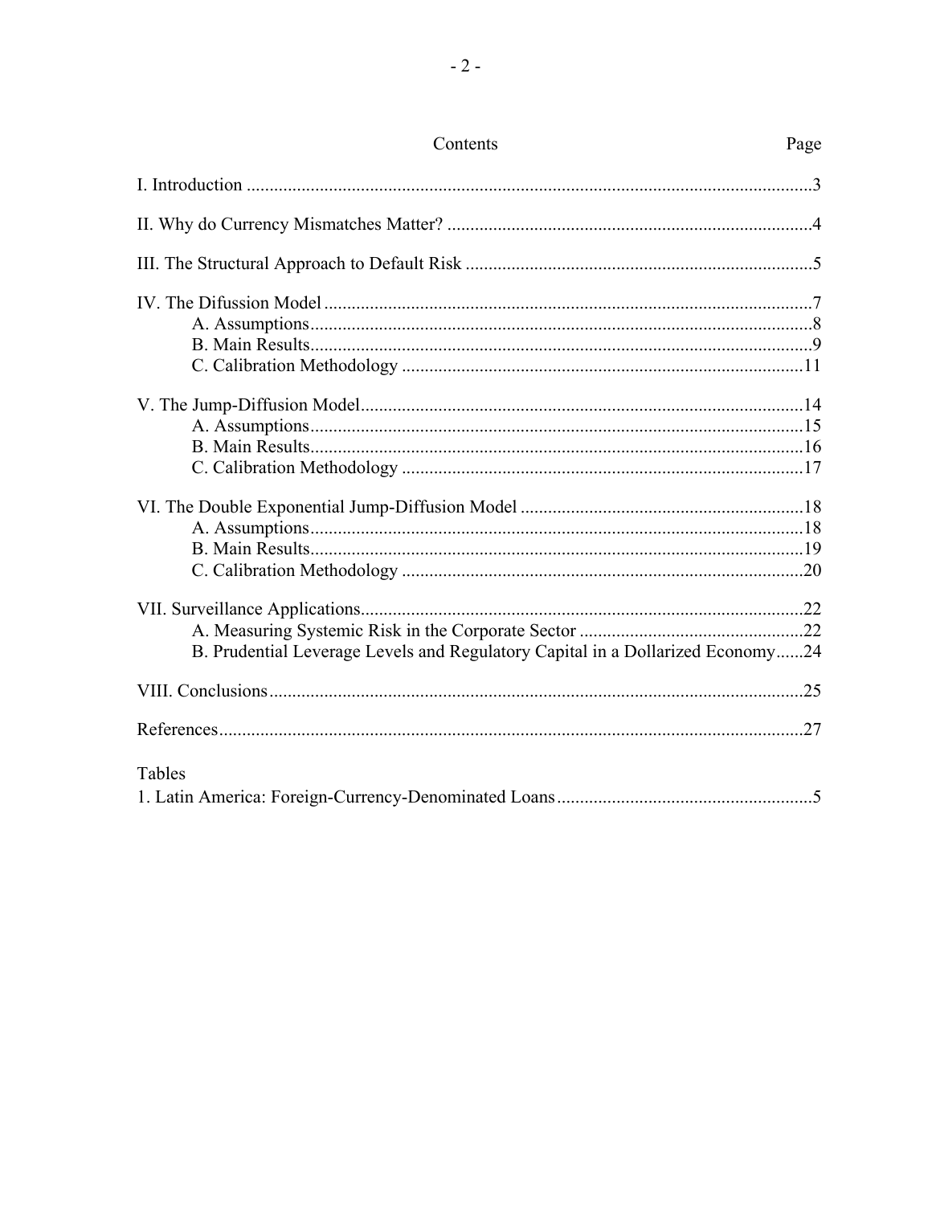Contents | Page

| | |
|---|---|
| I. Introduction | 3 |
| II. Why do Currency Mismatches Matter? | 4 |
| III. The Structural Approach to Default Risk | 5 |
| IV. The Difussion Model | 7 |
| A. Assumptions | 8 |
| B. Main Results | 9 |
| C. Calibration Methodology | 11 |
| V. The Jump-Diffusion Model | 14 |
| A. Assumptions | 15 |
| B. Main Results | 16 |
| C. Calibration Methodology | 17 |
| VI. The Double Exponential Jump-Diffusion Model | 18 |
| A. Assumptions | 18 |
| B. Main Results | 19 |
| C. Calibration Methodology | 20 |
| VII. Surveillance Applications | 22 |
| A. Measuring Systemic Risk in the Corporate Sector | 22 |
| B. Prudential Leverage Levels and Regulatory Capital in a Dollarized Economy | 24 |
| VIII. Conclusions | 25 |
| References | 27 |

Tables

| | |
|---|---|
| 1. Latin America: Foreign-Currency-Denominated Loans | 5 |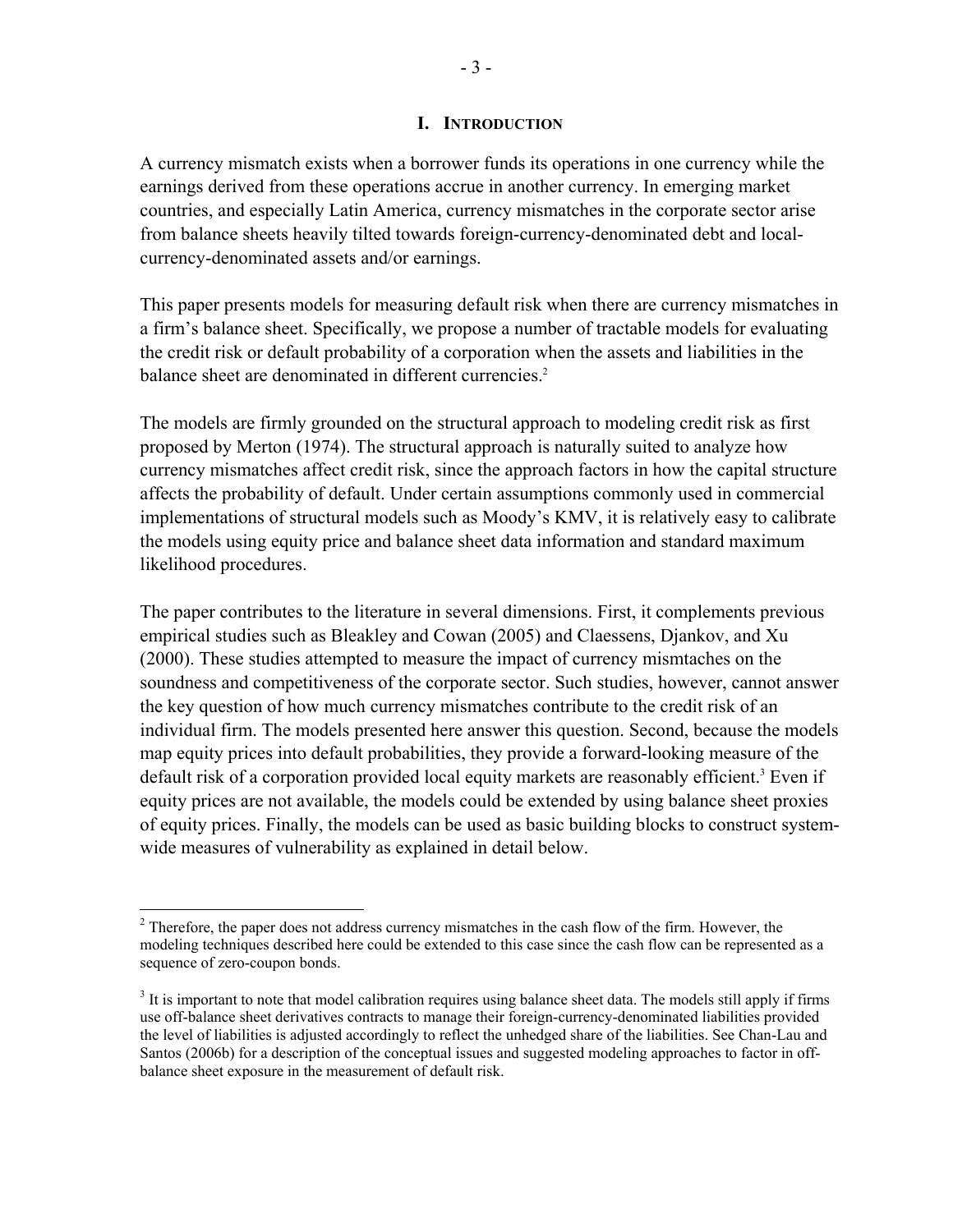# I. INTRODUCTION

A currency mismatch exists when a borrower funds its operations in one currency while the earnings derived from these operations accrue in another currency. In emerging market countries, and especially Latin America, currency mismatches in the corporate sector arise from balance sheets heavily tilted towards foreign-currency-denominated debt and local-currency-denominated assets and/or earnings.

This paper presents models for measuring default risk when there are currency mismatches in a firm's balance sheet. Specifically, we propose a number of tractable models for evaluating the credit risk or default probability of a corporation when the assets and liabilities in the balance sheet are denominated in different currencies.[2]

The models are firmly grounded on the structural approach to modeling credit risk as first proposed by Merton (1974). The structural approach is naturally suited to analyze how currency mismatches affect credit risk, since the approach factors in how the capital structure affects the probability of default. Under certain assumptions commonly used in commercial implementations of structural models such as Moody's KMV, it is relatively easy to calibrate the models using equity price and balance sheet data information and standard maximum likelihood procedures.

The paper contributes to the literature in several dimensions. First, it complements previous empirical studies such as Bleakley and Cowan (2005) and Claessens, Djankov, and Xu (2000). These studies attempted to measure the impact of currency mismtaches on the soundness and competitiveness of the corporate sector. Such studies, however, cannot answer the key question of how much currency mismatches contribute to the credit risk of an individual firm. The models presented here answer this question. Second, because the models map equity prices into default probabilities, they provide a forward-looking measure of the default risk of a corporation provided local equity markets are reasonably efficient.[3] Even if equity prices are not available, the models could be extended by using balance sheet proxies of equity prices. Finally, the models can be used as basic building blocks to construct system-wide measures of vulnerability as explained in detail below.

---

[2] Therefore, the paper does not address currency mismatches in the cash flow of the firm. However, the modeling techniques described here could be extended to this case since the cash flow can be represented as a sequence of zero-coupon bonds.

[3] It is important to note that model calibration requires using balance sheet data. The models still apply if firms use off-balance sheet derivatives contracts to manage their foreign-currency-denominated liabilities provided the level of liabilities is adjusted accordingly to reflect the unhedged share of the liabilities. See Chan-Lau and Santos (2006b) for a description of the conceptual issues and suggested modeling approaches to factor in off-balance sheet exposure in the measurement of default risk.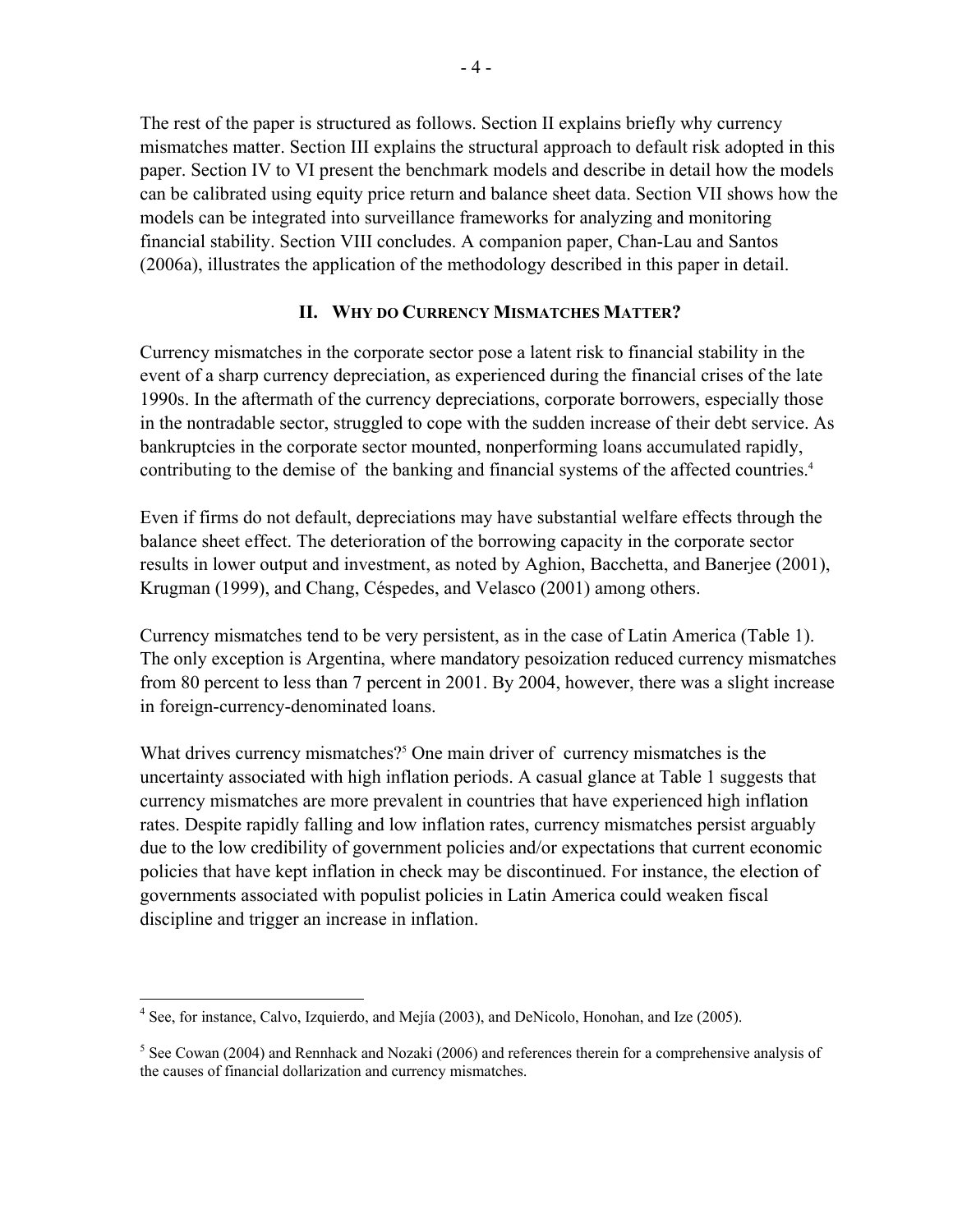The rest of the paper is structured as follows. Section II explains briefly why currency mismatches matter. Section III explains the structural approach to default risk adopted in this paper. Section IV to VI present the benchmark models and describe in detail how the models can be calibrated using equity price return and balance sheet data. Section VII shows how the models can be integrated into surveillance frameworks for analyzing and monitoring financial stability. Section VIII concludes. A companion paper, Chan-Lau and Santos (2006a), illustrates the application of the methodology described in this paper in detail.

## II. Why do Currency Mismatches Matter?

Currency mismatches in the corporate sector pose a latent risk to financial stability in the event of a sharp currency depreciation, as experienced during the financial crises of the late 1990s. In the aftermath of the currency depreciations, corporate borrowers, especially those in the nontradable sector, struggled to cope with the sudden increase of their debt service. As bankruptcies in the corporate sector mounted, nonperforming loans accumulated rapidly, contributing to the demise of the banking and financial systems of the affected countries.[4]

Even if firms do not default, depreciations may have substantial welfare effects through the balance sheet effect. The deterioration of the borrowing capacity in the corporate sector results in lower output and investment, as noted by Aghion, Bacchetta, and Banerjee (2001), Krugman (1999), and Chang, Céspedes, and Velasco (2001) among others.

Currency mismatches tend to be very persistent, as in the case of Latin America (Table 1). The only exception is Argentina, where mandatory pesoization reduced currency mismatches from 80 percent to less than 7 percent in 2001. By 2004, however, there was a slight increase in foreign-currency-denominated loans.

What drives currency mismatches?[5] One main driver of currency mismatches is the uncertainty associated with high inflation periods. A casual glance at Table 1 suggests that currency mismatches are more prevalent in countries that have experienced high inflation rates. Despite rapidly falling and low inflation rates, currency mismatches persist arguably due to the low credibility of government policies and/or expectations that current economic policies that have kept inflation in check may be discontinued. For instance, the election of governments associated with populist policies in Latin America could weaken fiscal discipline and trigger an increase in inflation.

---

[4] See, for instance, Calvo, Izquierdo, and Mejía (2003), and DeNicolo, Honohan, and Ize (2005).

[5] See Cowan (2004) and Rennhack and Nozaki (2006) and references therein for a comprehensive analysis of the causes of financial dollarization and currency mismatches.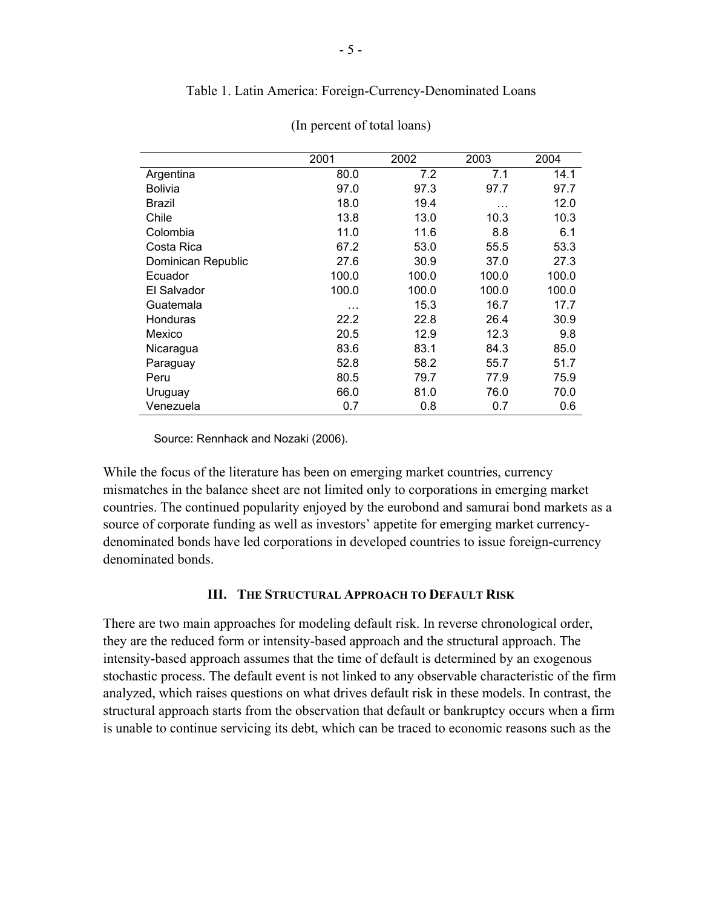Table 1. Latin America: Foreign-Currency-Denominated Loans

(In percent of total loans)

| | 2001 | 2002 | 2003 | 2004 |
|---|---|---|---|---|
| Argentina | 80.0 | 7.2 | 7.1 | 14.1 |
| Bolivia | 97.0 | 97.3 | 97.7 | 97.7 |
| Brazil | 18.0 | 19.4 | … | 12.0 |
| Chile | 13.8 | 13.0 | 10.3 | 10.3 |
| Colombia | 11.0 | 11.6 | 8.8 | 6.1 |
| Costa Rica | 67.2 | 53.0 | 55.5 | 53.3 |
| Dominican Republic | 27.6 | 30.9 | 37.0 | 27.3 |
| Ecuador | 100.0 | 100.0 | 100.0 | 100.0 |
| El Salvador | 100.0 | 100.0 | 100.0 | 100.0 |
| Guatemala | … | 15.3 | 16.7 | 17.7 |
| Honduras | 22.2 | 22.8 | 26.4 | 30.9 |
| Mexico | 20.5 | 12.9 | 12.3 | 9.8 |
| Nicaragua | 83.6 | 83.1 | 84.3 | 85.0 |
| Paraguay | 52.8 | 58.2 | 55.7 | 51.7 |
| Peru | 80.5 | 79.7 | 77.9 | 75.9 |
| Uruguay | 66.0 | 81.0 | 76.0 | 70.0 |
| Venezuela | 0.7 | 0.8 | 0.7 | 0.6 |

Source: Rennhack and Nozaki (2006).

While the focus of the literature has been on emerging market countries, currency mismatches in the balance sheet are not limited only to corporations in emerging market countries. The continued popularity enjoyed by the eurobond and samurai bond markets as a source of corporate funding as well as investors' appetite for emerging market currency-denominated bonds have led corporations in developed countries to issue foreign-currency denominated bonds.

## III. The Structural Approach to Default Risk

There are two main approaches for modeling default risk. In reverse chronological order, they are the reduced form or intensity-based approach and the structural approach. The intensity-based approach assumes that the time of default is determined by an exogenous stochastic process. The default event is not linked to any observable characteristic of the firm analyzed, which raises questions on what drives default risk in these models. In contrast, the structural approach starts from the observation that default or bankruptcy occurs when a firm is unable to continue servicing its debt, which can be traced to economic reasons such as the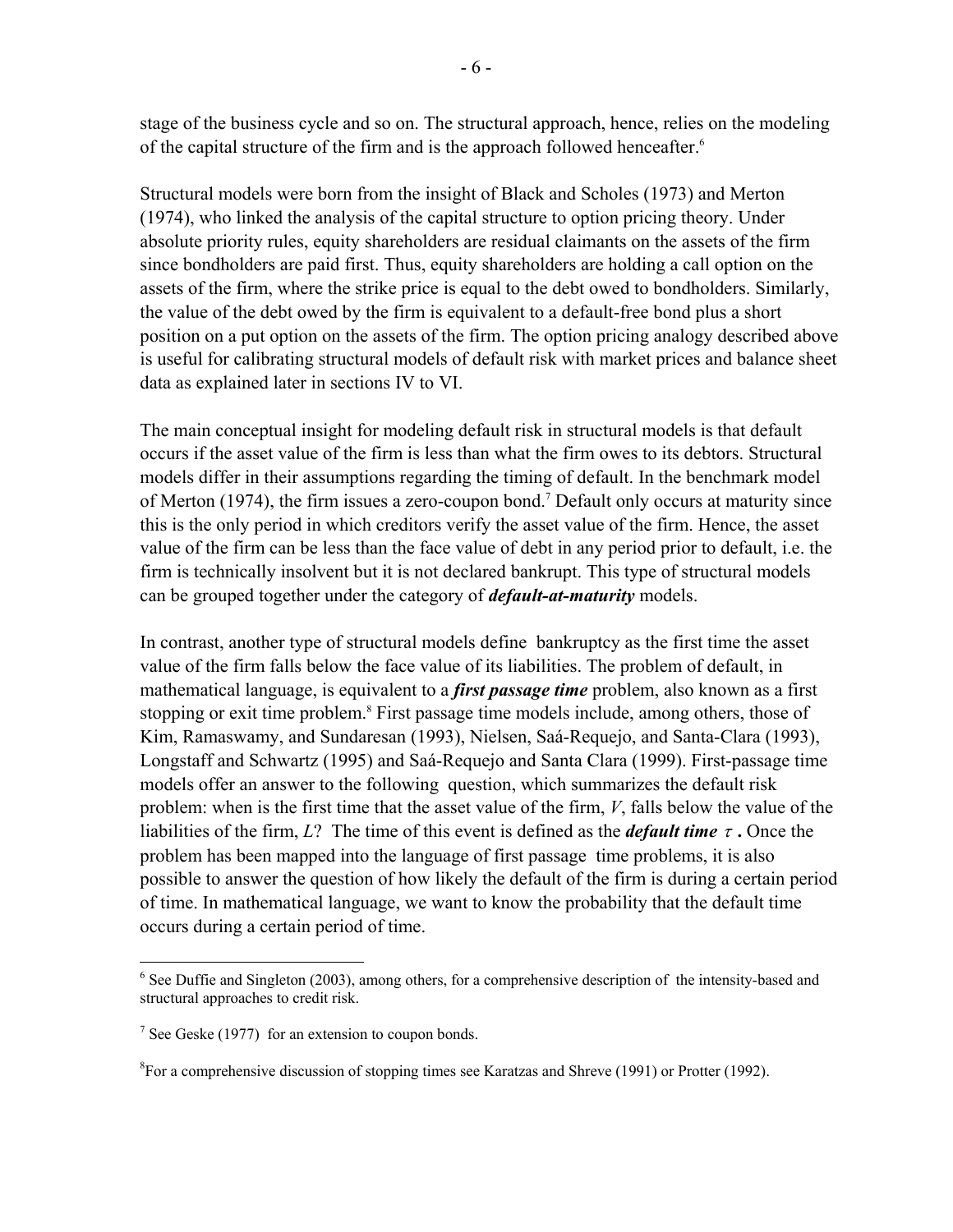stage of the business cycle and so on. The structural approach, hence, relies on the modeling of the capital structure of the firm and is the approach followed henceafter.[6]

Structural models were born from the insight of Black and Scholes (1973) and Merton (1974), who linked the analysis of the capital structure to option pricing theory. Under absolute priority rules, equity shareholders are residual claimants on the assets of the firm since bondholders are paid first. Thus, equity shareholders are holding a call option on the assets of the firm, where the strike price is equal to the debt owed to bondholders. Similarly, the value of the debt owed by the firm is equivalent to a default-free bond plus a short position on a put option on the assets of the firm. The option pricing analogy described above is useful for calibrating structural models of default risk with market prices and balance sheet data as explained later in sections IV to VI.

The main conceptual insight for modeling default risk in structural models is that default occurs if the asset value of the firm is less than what the firm owes to its debtors. Structural models differ in their assumptions regarding the timing of default. In the benchmark model of Merton (1974), the firm issues a zero-coupon bond.[7] Default only occurs at maturity since this is the only period in which creditors verify the asset value of the firm. Hence, the asset value of the firm can be less than the face value of debt in any period prior to default, i.e. the firm is technically insolvent but it is not declared bankrupt. This type of structural models can be grouped together under the category of ***default-at-maturity*** models.

In contrast, another type of structural models define bankruptcy as the first time the asset value of the firm falls below the face value of its liabilities. The problem of default, in mathematical language, is equivalent to a ***first passage time*** problem, also known as a first stopping or exit time problem.[8] First passage time models include, among others, those of Kim, Ramaswamy, and Sundaresan (1993), Nielsen, Saá-Requejo, and Santa-Clara (1993), Longstaff and Schwartz (1995) and Saá-Requejo and Santa Clara (1999). First-passage time models offer an answer to the following question, which summarizes the default risk problem: when is the first time that the asset value of the firm, $V$, falls below the value of the liabilities of the firm, $L$? The time of this event is defined as the ***default time*** $\tau$ **.** Once the problem has been mapped into the language of first passage time problems, it is also possible to answer the question of how likely the default of the firm is during a certain period of time. In mathematical language, we want to know the probability that the default time occurs during a certain period of time.

---

[6] See Duffie and Singleton (2003), among others, for a comprehensive description of the intensity-based and structural approaches to credit risk.

[7] See Geske (1977) for an extension to coupon bonds.

[8] For a comprehensive discussion of stopping times see Karatzas and Shreve (1991) or Protter (1992).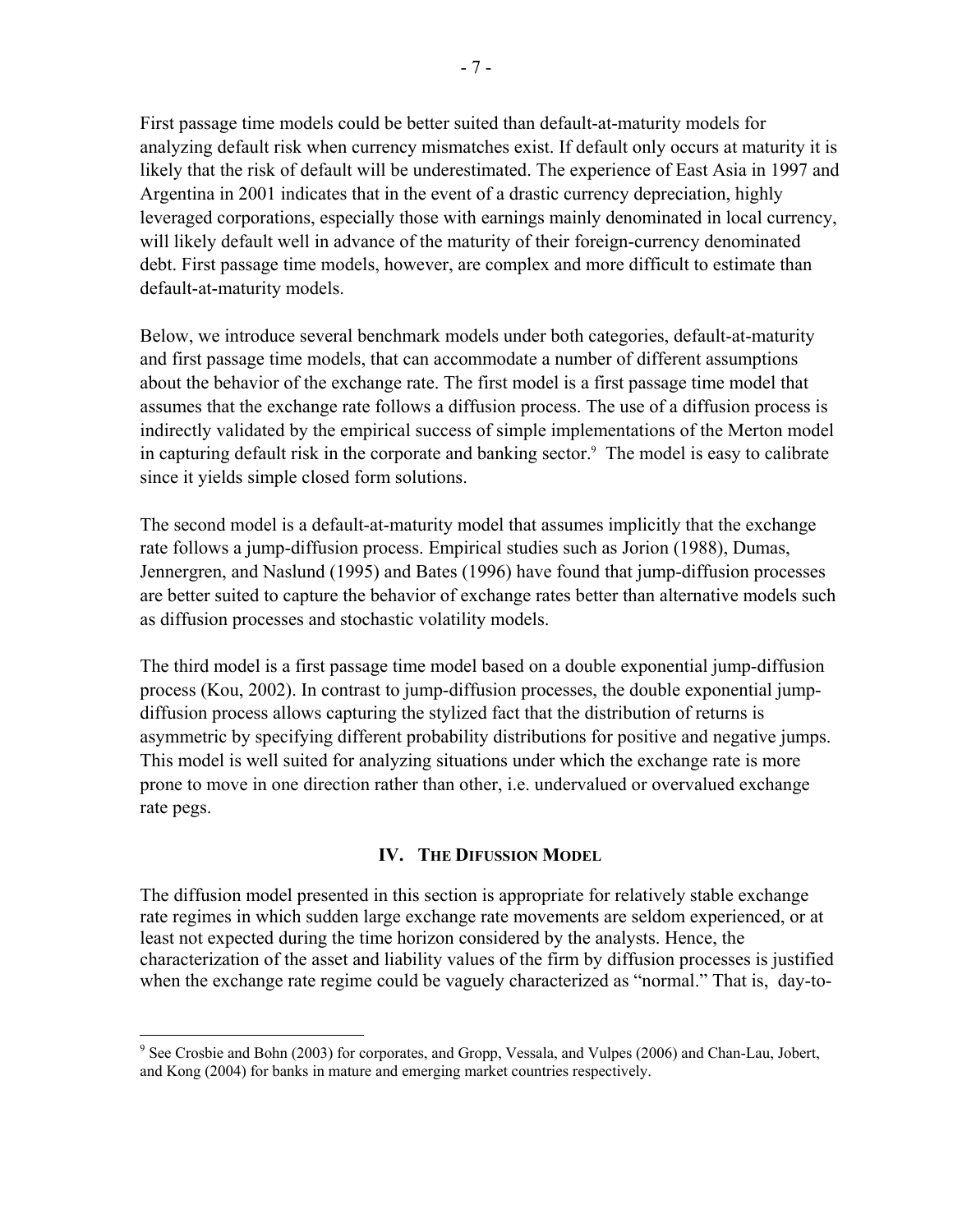First passage time models could be better suited than default-at-maturity models for analyzing default risk when currency mismatches exist. If default only occurs at maturity it is likely that the risk of default will be underestimated. The experience of East Asia in 1997 and Argentina in 2001 indicates that in the event of a drastic currency depreciation, highly leveraged corporations, especially those with earnings mainly denominated in local currency, will likely default well in advance of the maturity of their foreign-currency denominated debt. First passage time models, however, are complex and more difficult to estimate than default-at-maturity models.

Below, we introduce several benchmark models under both categories, default-at-maturity and first passage time models, that can accommodate a number of different assumptions about the behavior of the exchange rate. The first model is a first passage time model that assumes that the exchange rate follows a diffusion process. The use of a diffusion process is indirectly validated by the empirical success of simple implementations of the Merton model in capturing default risk in the corporate and banking sector.[9] The model is easy to calibrate since it yields simple closed form solutions.

The second model is a default-at-maturity model that assumes implicitly that the exchange rate follows a jump-diffusion process. Empirical studies such as Jorion (1988), Dumas, Jennergren, and Naslund (1995) and Bates (1996) have found that jump-diffusion processes are better suited to capture the behavior of exchange rates better than alternative models such as diffusion processes and stochastic volatility models.

The third model is a first passage time model based on a double exponential jump-diffusion process (Kou, 2002). In contrast to jump-diffusion processes, the double exponential jump-diffusion process allows capturing the stylized fact that the distribution of returns is asymmetric by specifying different probability distributions for positive and negative jumps. This model is well suited for analyzing situations under which the exchange rate is more prone to move in one direction rather than other, i.e. undervalued or overvalued exchange rate pegs.

## IV. The Difussion Model

The diffusion model presented in this section is appropriate for relatively stable exchange rate regimes in which sudden large exchange rate movements are seldom experienced, or at least not expected during the time horizon considered by the analysts. Hence, the characterization of the asset and liability values of the firm by diffusion processes is justified when the exchange rate regime could be vaguely characterized as "normal." That is, day-to-

[9] See Crosbie and Bohn (2003) for corporates, and Gropp, Vessala, and Vulpes (2006) and Chan-Lau, Jobert, and Kong (2004) for banks in mature and emerging market countries respectively.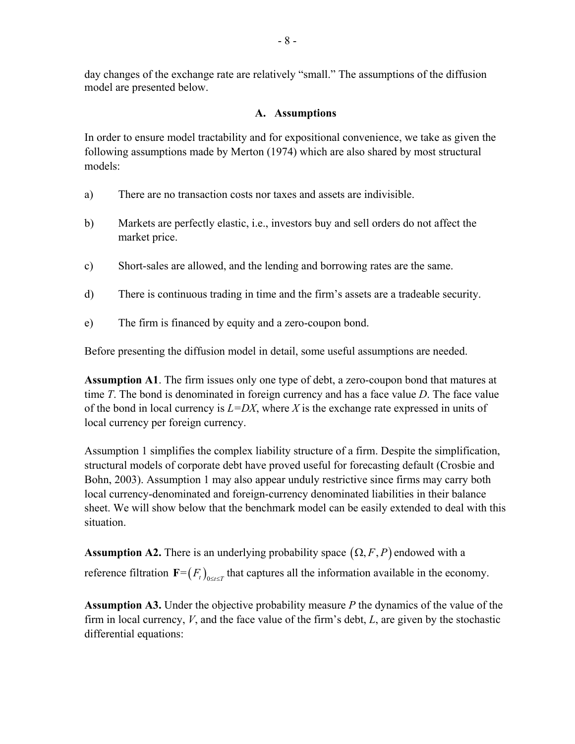day changes of the exchange rate are relatively "small." The assumptions of the diffusion model are presented below.

### A. Assumptions

In order to ensure model tractability and for expositional convenience, we take as given the following assumptions made by Merton (1974) which are also shared by most structural models:

a) There are no transaction costs nor taxes and assets are indivisible.

b) Markets are perfectly elastic, i.e., investors buy and sell orders do not affect the market price.

c) Short-sales are allowed, and the lending and borrowing rates are the same.

d) There is continuous trading in time and the firm's assets are a tradeable security.

e) The firm is financed by equity and a zero-coupon bond.

Before presenting the diffusion model in detail, some useful assumptions are needed.

**Assumption A1**. The firm issues only one type of debt, a zero-coupon bond that matures at time *T*. The bond is denominated in foreign currency and has a face value *D*. The face value of the bond in local currency is $L=DX$, where *X* is the exchange rate expressed in units of local currency per foreign currency.

Assumption 1 simplifies the complex liability structure of a firm. Despite the simplification, structural models of corporate debt have proved useful for forecasting default (Crosbie and Bohn, 2003). Assumption 1 may also appear unduly restrictive since firms may carry both local currency-denominated and foreign-currency denominated liabilities in their balance sheet. We will show below that the benchmark model can be easily extended to deal with this situation.

**Assumption A2.** There is an underlying probability space $(\Omega, F, P)$ endowed with a reference filtration $\mathbf{F}=(F_t)_{0 \le t \le T}$ that captures all the information available in the economy.

**Assumption A3.** Under the objective probability measure *P* the dynamics of the value of the firm in local currency, *V*, and the face value of the firm's debt, *L*, are given by the stochastic differential equations: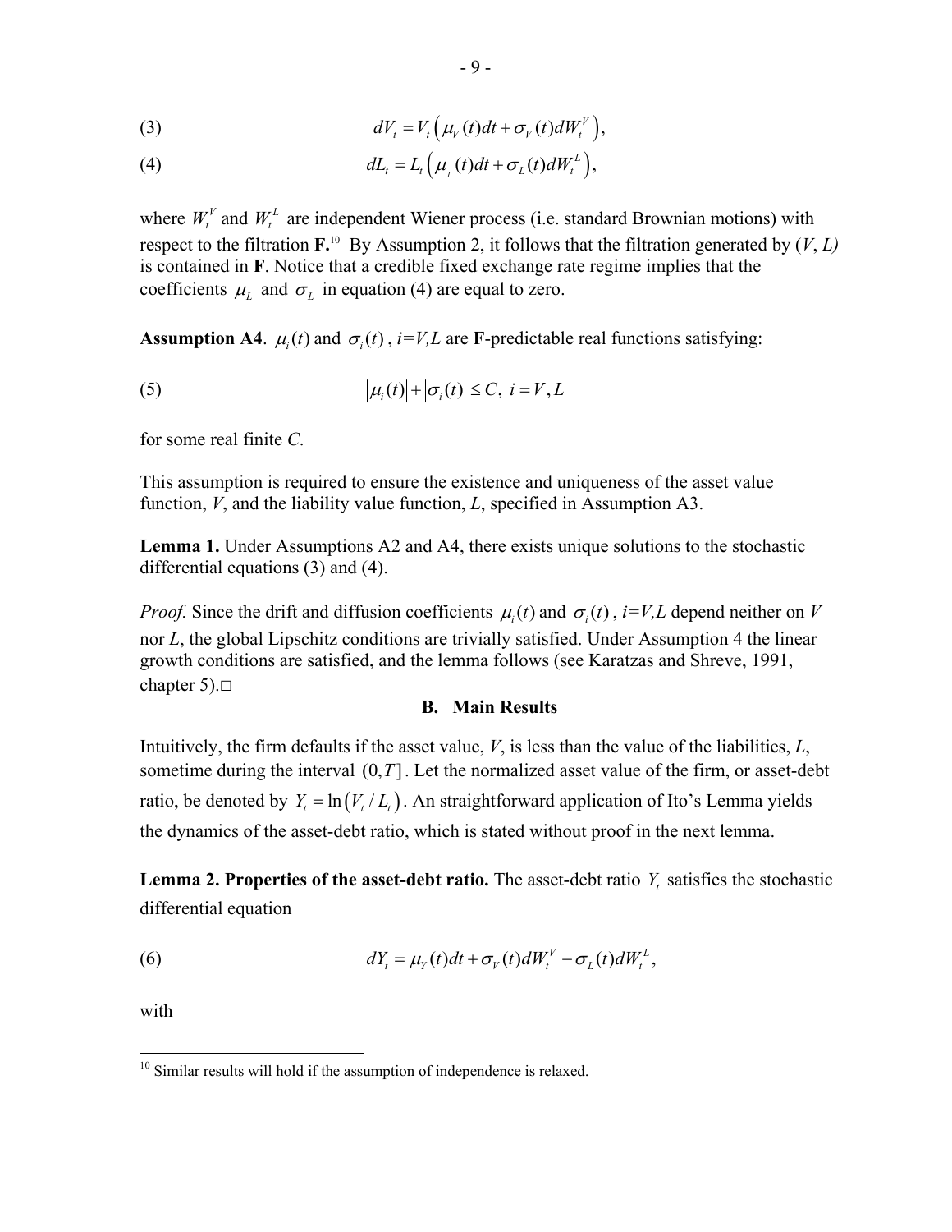$$(3) \qquad dV_t = V_t\left(\mu_V(t)dt + \sigma_V(t)dW_t^V\right),$$

$$(4) \qquad dL_t = L_t\left(\mu_L(t)dt + \sigma_L(t)dW_t^L\right),$$

where $W_t^V$ and $W_t^L$ are independent Wiener process (i.e. standard Brownian motions) with respect to the filtration **F.**[10] By Assumption 2, it follows that the filtration generated by (*V*, *L)* is contained in **F**. Notice that a credible fixed exchange rate regime implies that the coefficients $\mu_L$ and $\sigma_L$ in equation (4) are equal to zero.

**Assumption A4**. $\mu_i(t)$ and $\sigma_i(t)$ , *i=V,L* are **F**-predictable real functions satisfying:

$$(5) \qquad \left|\mu_i(t)\right| + \left|\sigma_i(t)\right| \le C, \; i = V, L$$

for some real finite *C*.

This assumption is required to ensure the existence and uniqueness of the asset value function, *V*, and the liability value function, *L*, specified in Assumption A3.

**Lemma 1.** Under Assumptions A2 and A4, there exists unique solutions to the stochastic differential equations (3) and (4).

*Proof.* Since the drift and diffusion coefficients $\mu_i(t)$ and $\sigma_i(t)$ , *i=V,L* depend neither on *V* nor *L*, the global Lipschitz conditions are trivially satisfied. Under Assumption 4 the linear growth conditions are satisfied, and the lemma follows (see Karatzas and Shreve, 1991, chapter 5).□

### B. Main Results

Intuitively, the firm defaults if the asset value, *V*, is less than the value of the liabilities, *L*, sometime during the interval $(0,T]$. Let the normalized asset value of the firm, or asset-debt ratio, be denoted by $Y_t = \ln\left(V_t / L_t\right)$. An straightforward application of Ito's Lemma yields the dynamics of the asset-debt ratio, which is stated without proof in the next lemma.

**Lemma 2. Properties of the asset-debt ratio.** The asset-debt ratio $Y_t$ satisfies the stochastic differential equation

$$(6) \qquad dY_t = \mu_Y(t)dt + \sigma_V(t)dW_t^V - \sigma_L(t)dW_t^L,$$

with

[10] Similar results will hold if the assumption of independence is relaxed.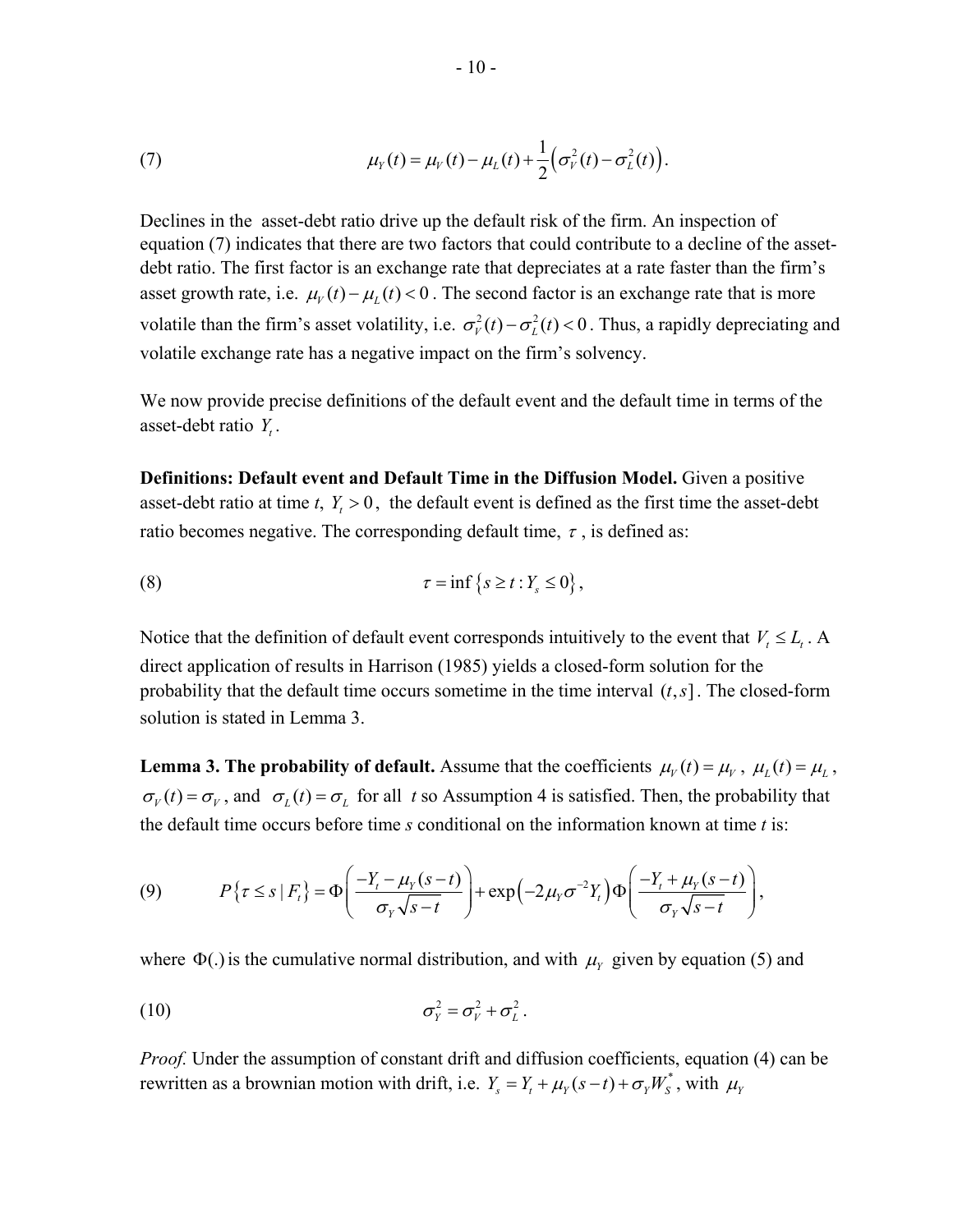$$\mu_Y(t) = \mu_V(t) - \mu_L(t) + \frac{1}{2}\left(\sigma_V^2(t) - \sigma_L^2(t)\right). \tag{7}$$

Declines in the asset-debt ratio drive up the default risk of the firm. An inspection of equation (7) indicates that there are two factors that could contribute to a decline of the asset-debt ratio. The first factor is an exchange rate that depreciates at a rate faster than the firm's asset growth rate, i.e. $\mu_V(t) - \mu_L(t) < 0$. The second factor is an exchange rate that is more volatile than the firm's asset volatility, i.e. $\sigma_V^2(t) - \sigma_L^2(t) < 0$. Thus, a rapidly depreciating and volatile exchange rate has a negative impact on the firm's solvency.

We now provide precise definitions of the default event and the default time in terms of the asset-debt ratio $Y_t$.

**Definitions: Default event and Default Time in the Diffusion Model.** Given a positive asset-debt ratio at time *t*, $Y_t > 0$, the default event is defined as the first time the asset-debt ratio becomes negative. The corresponding default time, $\tau$, is defined as:

$$\tau = \inf\left\{s \geq t : Y_s \leq 0\right\}, \tag{8}$$

Notice that the definition of default event corresponds intuitively to the event that $V_t \leq L_t$. A direct application of results in Harrison (1985) yields a closed-form solution for the probability that the default time occurs sometime in the time interval $(t, s]$. The closed-form solution is stated in Lemma 3.

**Lemma 3. The probability of default.** Assume that the coefficients $\mu_V(t) = \mu_V$, $\mu_L(t) = \mu_L$, $\sigma_V(t) = \sigma_V$, and $\sigma_L(t) = \sigma_L$ for all *t* so Assumption 4 is satisfied. Then, the probability that the default time occurs before time *s* conditional on the information known at time *t* is:

$$P\left\{\tau \leq s \mid F_t\right\} = \Phi\left(\frac{-Y_t - \mu_Y(s-t)}{\sigma_Y\sqrt{s-t}}\right) + \exp\left(-2\mu_Y\sigma^{-2}Y_t\right)\Phi\left(\frac{-Y_t + \mu_Y(s-t)}{\sigma_Y\sqrt{s-t}}\right), \tag{9}$$

where $\Phi(.)$ is the cumulative normal distribution, and with $\mu_Y$ given by equation (5) and

$$\sigma_Y^2 = \sigma_V^2 + \sigma_L^2. \tag{10}$$

*Proof.* Under the assumption of constant drift and diffusion coefficients, equation (4) can be rewritten as a brownian motion with drift, i.e. $Y_s = Y_t + \mu_Y(s-t) + \sigma_Y W_S^*$, with $\mu_Y$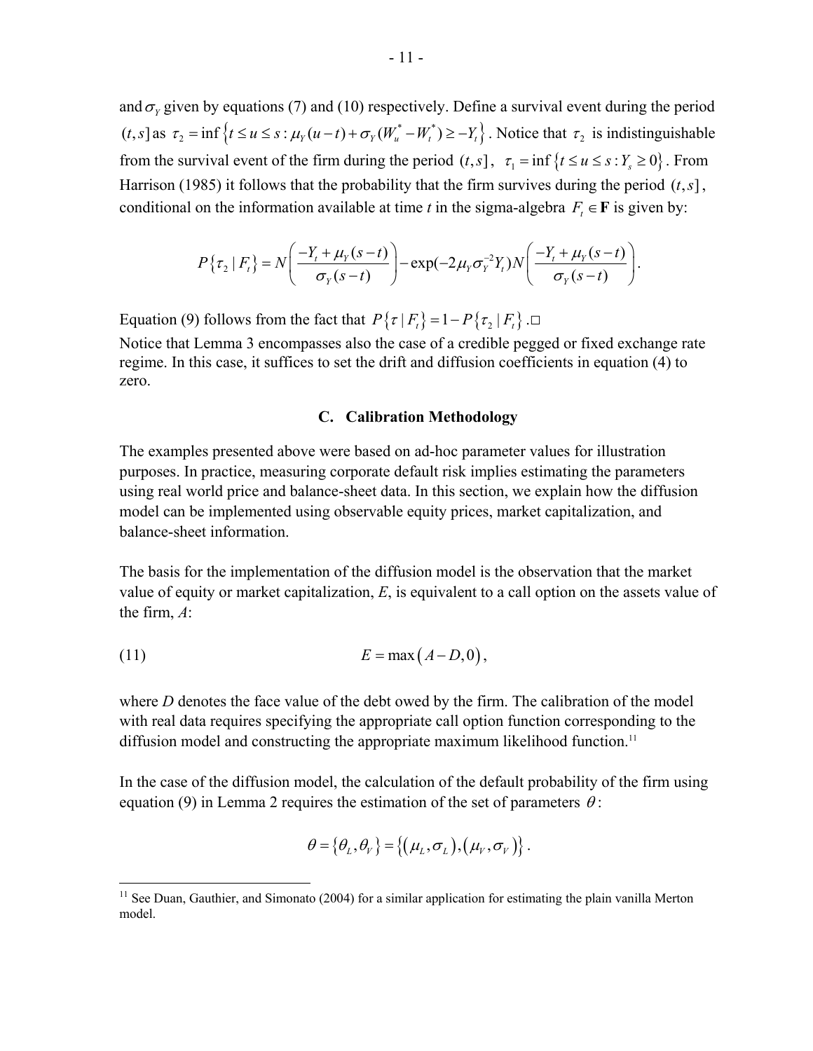and $\sigma_Y$ given by equations (7) and (10) respectively. Define a survival event during the period $(t,s]$ as $\tau_2 = \inf\{t \le u \le s : \mu_Y(u-t) + \sigma_Y(W_u^* - W_t^*) \ge -Y_t\}$. Notice that $\tau_2$ is indistinguishable from the survival event of the firm during the period $(t,s]$, $\tau_1 = \inf\{t \le u \le s : Y_s \ge 0\}$. From Harrison (1985) it follows that the probability that the firm survives during the period $(t,s]$, conditional on the information available at time *t* in the sigma-algebra $F_t \in \mathbf{F}$ is given by:

$$P\{\tau_2 \mid F_t\} = N\left(\frac{-Y_t + \mu_Y(s-t)}{\sigma_Y(s-t)}\right) - \exp(-2\mu_Y\sigma_Y^{-2}Y_t)N\left(\frac{-Y_t + \mu_Y(s-t)}{\sigma_Y(s-t)}\right).$$

Equation (9) follows from the fact that $P\{\tau \mid F_t\} = 1 - P\{\tau_2 \mid F_t\}$.□

Notice that Lemma 3 encompasses also the case of a credible pegged or fixed exchange rate regime. In this case, it suffices to set the drift and diffusion coefficients in equation (4) to zero.

### C. Calibration Methodology

The examples presented above were based on ad-hoc parameter values for illustration purposes. In practice, measuring corporate default risk implies estimating the parameters using real world price and balance-sheet data. In this section, we explain how the diffusion model can be implemented using observable equity prices, market capitalization, and balance-sheet information.

The basis for the implementation of the diffusion model is the observation that the market value of equity or market capitalization, *E*, is equivalent to a call option on the assets value of the firm, *A*:

$$E = \max(A - D, 0), \tag{11}$$

where *D* denotes the face value of the debt owed by the firm. The calibration of the model with real data requires specifying the appropriate call option function corresponding to the diffusion model and constructing the appropriate maximum likelihood function.[11]

In the case of the diffusion model, the calculation of the default probability of the firm using equation (9) in Lemma 2 requires the estimation of the set of parameters $\theta$:

$$\theta = \{\theta_L, \theta_V\} = \{(\mu_L, \sigma_L), (\mu_V, \sigma_V)\}.$$

[11] See Duan, Gauthier, and Simonato (2004) for a similar application for estimating the plain vanilla Merton model.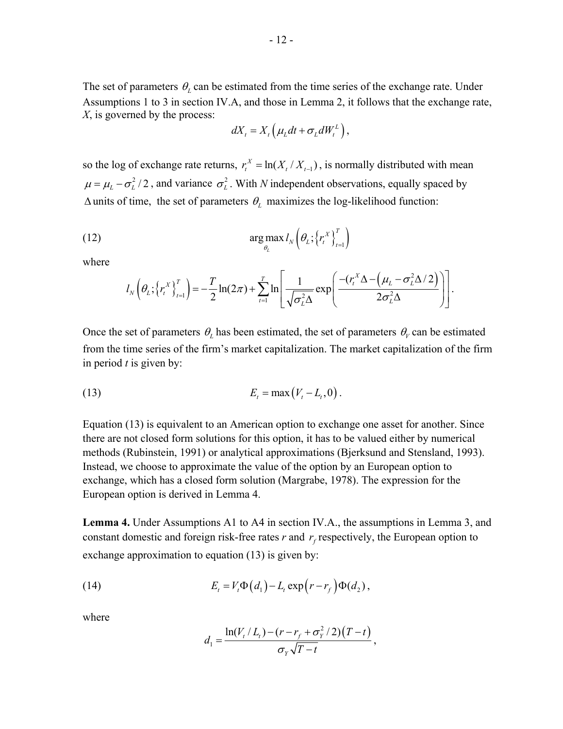The set of parameters $\theta_L$ can be estimated from the time series of the exchange rate. Under Assumptions 1 to 3 in section IV.A, and those in Lemma 2, it follows that the exchange rate, $X$, is governed by the process:

$$dX_t = X_t \left( \mu_L dt + \sigma_L dW_t^L \right),$$

so the log of exchange rate returns, $r_t^X = \ln(X_t / X_{t-1})$, is normally distributed with mean $\mu = \mu_L - \sigma_L^2 / 2$, and variance $\sigma_L^2$. With $N$ independent observations, equally spaced by $\Delta$ units of time, the set of parameters $\theta_L$ maximizes the log-likelihood function:

$$\arg\max_{\theta_L} l_N \left( \theta_L ; \left\{ r_t^X \right\}_{t=1}^T \right) \tag{12}$$

where

$$l_N \left( \theta_L ; \left\{ r_t^X \right\}_{t=1}^T \right) = -\frac{T}{2} \ln(2\pi) + \sum_{t=1}^{T} \ln \left[ \frac{1}{\sqrt{\sigma_L^2 \Delta}} \exp\left( \frac{-(r_t^X \Delta - \left( \mu_L - \sigma_L^2 \Delta / 2 \right))}{2\sigma_L^2 \Delta} \right) \right].$$

Once the set of parameters $\theta_L$ has been estimated, the set of parameters $\theta_V$ can be estimated from the time series of the firm's market capitalization. The market capitalization of the firm in period $t$ is given by:

$$E_t = \max\left( V_t - L_t, 0 \right). \tag{13}$$

Equation (13) is equivalent to an American option to exchange one asset for another. Since there are not closed form solutions for this option, it has to be valued either by numerical methods (Rubinstein, 1991) or analytical approximations (Bjerksund and Stensland, 1993). Instead, we choose to approximate the value of the option by an European option to exchange, which has a closed form solution (Margrabe, 1978). The expression for the European option is derived in Lemma 4.

**Lemma 4.** Under Assumptions A1 to A4 in section IV.A., the assumptions in Lemma 3, and constant domestic and foreign risk-free rates $r$ and $r_f$ respectively, the European option to exchange approximation to equation (13) is given by:

$$E_t = V_t \Phi\left( d_1 \right) - L_t \exp\left( r - r_f \right) \Phi(d_2), \tag{14}$$

where

$$d_1 = \frac{\ln(V_t / L_t) - (r - r_f + \sigma_Y^2 / 2)\left( T - t \right)}{\sigma_Y \sqrt{T - t}},$$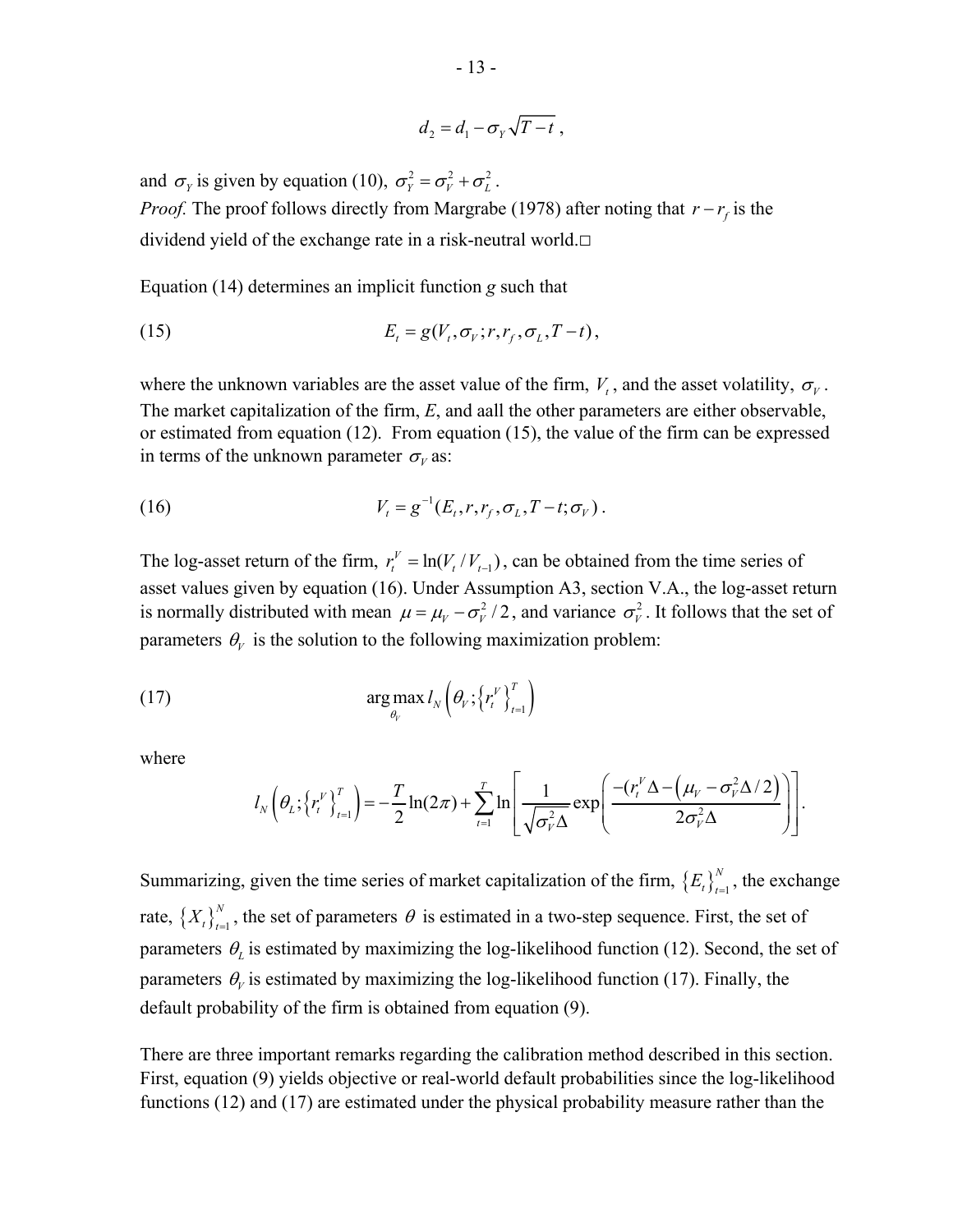$$d_2 = d_1 - \sigma_Y \sqrt{T-t} \,,$$

and $\sigma_Y$ is given by equation (10), $\sigma_Y^2 = \sigma_V^2 + \sigma_L^2$.

*Proof.* The proof follows directly from Margrabe (1978) after noting that $r - r_f$ is the dividend yield of the exchange rate in a risk-neutral world.□

Equation (14) determines an implicit function *g* such that

$$E_t = g(V_t, \sigma_V; r, r_f, \sigma_L, T-t), \tag{15}$$

where the unknown variables are the asset value of the firm, $V_t$, and the asset volatility, $\sigma_V$. The market capitalization of the firm, *E*, and aall the other parameters are either observable, or estimated from equation (12). From equation (15), the value of the firm can be expressed in terms of the unknown parameter $\sigma_V$ as:

$$V_t = g^{-1}(E_t, r, r_f, \sigma_L, T-t; \sigma_V) \,. \tag{16}$$

The log-asset return of the firm, $r_t^V = \ln(V_t / V_{t-1})$, can be obtained from the time series of asset values given by equation (16). Under Assumption A3, section V.A., the log-asset return is normally distributed with mean $\mu = \mu_V - \sigma_V^2 / 2$, and variance $\sigma_V^2$. It follows that the set of parameters $\theta_V$ is the solution to the following maximization problem:

$$\arg\max_{\theta_V} l_N \left( \theta_V; \left\{ r_t^V \right\}_{t=1}^{T} \right) \tag{17}$$

where

$$l_N \left( \theta_L; \left\{ r_t^V \right\}_{t=1}^{T} \right) = -\frac{T}{2} \ln(2\pi) + \sum_{t=1}^{T} \ln \left[ \frac{1}{\sqrt{\sigma_V^2 \Delta}} \exp\left( \frac{-(r_t^V \Delta - \left( \mu_V - \sigma_V^2 \Delta / 2 \right))}{2\sigma_V^2 \Delta} \right) \right].$$

Summarizing, given the time series of market capitalization of the firm, $\left\{ E_t \right\}_{t=1}^{N}$, the exchange rate, $\left\{ X_t \right\}_{t=1}^{N}$, the set of parameters $\theta$ is estimated in a two-step sequence. First, the set of parameters $\theta_L$ is estimated by maximizing the log-likelihood function (12). Second, the set of parameters $\theta_V$ is estimated by maximizing the log-likelihood function (17). Finally, the default probability of the firm is obtained from equation (9).

There are three important remarks regarding the calibration method described in this section. First, equation (9) yields objective or real-world default probabilities since the log-likelihood functions (12) and (17) are estimated under the physical probability measure rather than the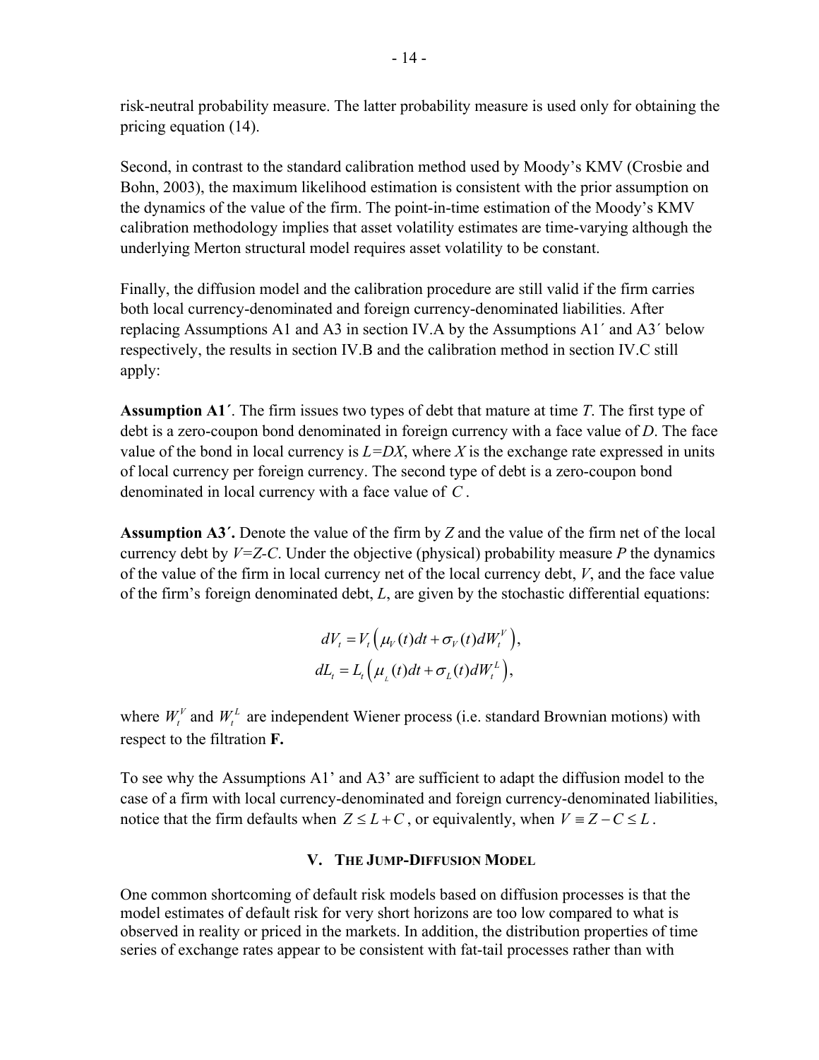risk-neutral probability measure. The latter probability measure is used only for obtaining the pricing equation (14).

Second, in contrast to the standard calibration method used by Moody's KMV (Crosbie and Bohn, 2003), the maximum likelihood estimation is consistent with the prior assumption on the dynamics of the value of the firm. The point-in-time estimation of the Moody's KMV calibration methodology implies that asset volatility estimates are time-varying although the underlying Merton structural model requires asset volatility to be constant.

Finally, the diffusion model and the calibration procedure are still valid if the firm carries both local currency-denominated and foreign currency-denominated liabilities. After replacing Assumptions A1 and A3 in section IV.A by the Assumptions A1′ and A3′ below respectively, the results in section IV.B and the calibration method in section IV.C still apply:

**Assumption A1′**. The firm issues two types of debt that mature at time $T$. The first type of debt is a zero-coupon bond denominated in foreign currency with a face value of $D$. The face value of the bond in local currency is $L=DX$, where $X$ is the exchange rate expressed in units of local currency per foreign currency. The second type of debt is a zero-coupon bond denominated in local currency with a face value of $C$.

**Assumption A3′.** Denote the value of the firm by $Z$ and the value of the firm net of the local currency debt by $V=Z-C$. Under the objective (physical) probability measure $P$ the dynamics of the value of the firm in local currency net of the local currency debt, $V$, and the face value of the firm's foreign denominated debt, $L$, are given by the stochastic differential equations:

$$dV_t = V_t\left(\mu_V(t)dt + \sigma_V(t)dW_t^V\right),$$
$$dL_t = L_t\left(\mu_L(t)dt + \sigma_L(t)dW_t^L\right),$$

where $W_t^V$ and $W_t^L$ are independent Wiener process (i.e. standard Brownian motions) with respect to the filtration **F.**

To see why the Assumptions A1' and A3' are sufficient to adapt the diffusion model to the case of a firm with local currency-denominated and foreign currency-denominated liabilities, notice that the firm defaults when $Z \leq L + C$, or equivalently, when $V \equiv Z - C \leq L$.

## V. The Jump-Diffusion Model

One common shortcoming of default risk models based on diffusion processes is that the model estimates of default risk for very short horizons are too low compared to what is observed in reality or priced in the markets. In addition, the distribution properties of time series of exchange rates appear to be consistent with fat-tail processes rather than with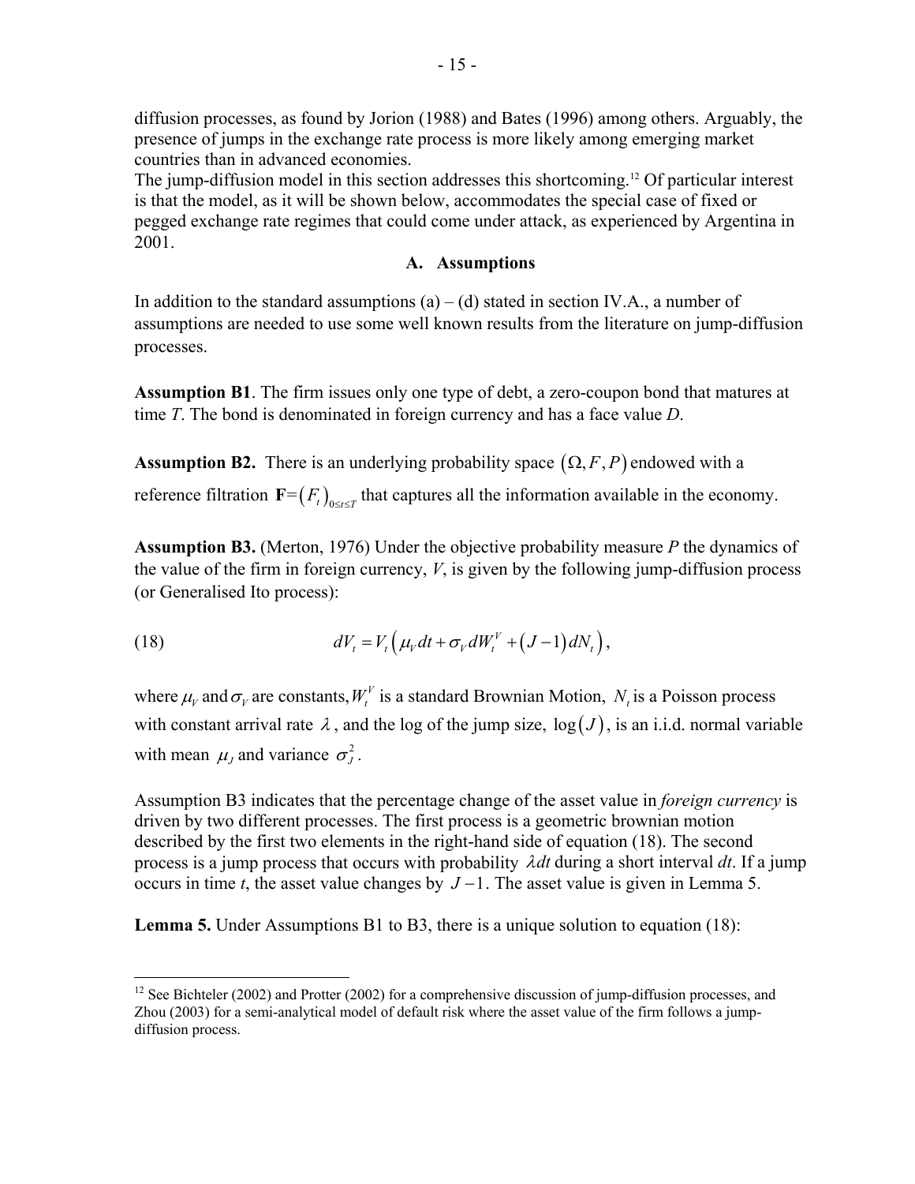diffusion processes, as found by Jorion (1988) and Bates (1996) among others. Arguably, the presence of jumps in the exchange rate process is more likely among emerging market countries than in advanced economies.

The jump-diffusion model in this section addresses this shortcoming.[12] Of particular interest is that the model, as it will be shown below, accommodates the special case of fixed or pegged exchange rate regimes that could come under attack, as experienced by Argentina in 2001.

### A. Assumptions

In addition to the standard assumptions (a) – (d) stated in section IV.A., a number of assumptions are needed to use some well known results from the literature on jump-diffusion processes.

**Assumption B1**. The firm issues only one type of debt, a zero-coupon bond that matures at time *T*. The bond is denominated in foreign currency and has a face value *D*.

**Assumption B2.** There is an underlying probability space $(\Omega, F, P)$ endowed with a reference filtration $\mathbf{F} = (F_t)_{0 \le t \le T}$ that captures all the information available in the economy.

**Assumption B3.** (Merton, 1976) Under the objective probability measure *P* the dynamics of the value of the firm in foreign currency, *V*, is given by the following jump-diffusion process (or Generalised Ito process):

$$dV_t = V_t\left(\mu_V dt + \sigma_V dW_t^V + (J-1)dN_t\right), \tag{18}$$

where $\mu_V$ and $\sigma_V$ are constants, $W_t^V$ is a standard Brownian Motion, $N_t$ is a Poisson process with constant arrival rate $\lambda$, and the log of the jump size, $\log(J)$, is an i.i.d. normal variable with mean $\mu_J$ and variance $\sigma_J^2$.

Assumption B3 indicates that the percentage change of the asset value in *foreign currency* is driven by two different processes. The first process is a geometric brownian motion described by the first two elements in the right-hand side of equation (18). The second process is a jump process that occurs with probability $\lambda dt$ during a short interval *dt*. If a jump occurs in time *t*, the asset value changes by $J-1$. The asset value is given in Lemma 5.

**Lemma 5.** Under Assumptions B1 to B3, there is a unique solution to equation (18):

[12] See Bichteler (2002) and Protter (2002) for a comprehensive discussion of jump-diffusion processes, and Zhou (2003) for a semi-analytical model of default risk where the asset value of the firm follows a jump-diffusion process.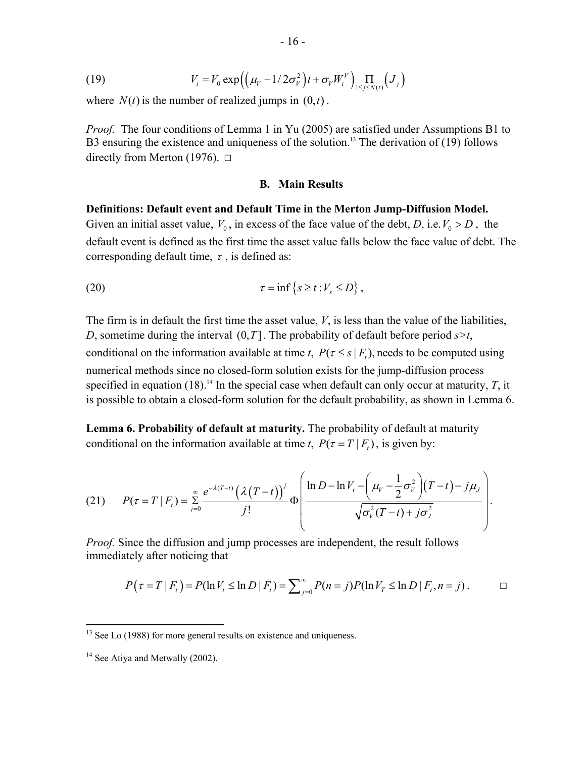$$V_t = V_0 \exp\left(\left(\mu_V - 1/2\sigma_V^2\right)t + \sigma_V W_t^V\right) \prod_{1 \le j \le N(t)} \left(J_j\right) \tag{19}$$

where $N(t)$ is the number of realized jumps in $(0,t)$.

*Proof.* The four conditions of Lemma 1 in Yu (2005) are satisfied under Assumptions B1 to B3 ensuring the existence and uniqueness of the solution.[13] The derivation of (19) follows directly from Merton (1976). □

## B. Main Results

**Definitions: Default event and Default Time in the Merton Jump-Diffusion Model.** Given an initial asset value, $V_0$, in excess of the face value of the debt, $D$, i.e. $V_0 > D$, the default event is defined as the first time the asset value falls below the face value of debt. The corresponding default time, $\tau$, is defined as:

$$\tau = \inf\left\{s \ge t : V_s \le D\right\}, \tag{20}$$

The firm is in default the first time the asset value, $V$, is less than the value of the liabilities, $D$, sometime during the interval $(0,T]$. The probability of default before period $s>t$, conditional on the information available at time $t$, $P(\tau \le s \mid F_t)$, needs to be computed using numerical methods since no closed-form solution exists for the jump-diffusion process specified in equation (18).[14] In the special case when default can only occur at maturity, $T$, it is possible to obtain a closed-form solution for the default probability, as shown in Lemma 6.

**Lemma 6. Probability of default at maturity.** The probability of default at maturity conditional on the information available at time $t$, $P(\tau = T \mid F_t)$, is given by:

$$P(\tau = T \mid F_t) = \sum_{j=0}^{\infty} \frac{e^{-\lambda(T-t)}\left(\lambda(T-t)\right)^j}{j!} \Phi\left(\frac{\ln D - \ln V_t - \left(\mu_V - \frac{1}{2}\sigma_V^2\right)(T-t) - j\mu_J}{\sqrt{\sigma_V^2 (T-t) + j\sigma_J^2}}\right). \tag{21}$$

*Proof.* Since the diffusion and jump processes are independent, the result follows immediately after noticing that

$$P\left(\tau = T \mid F_t\right) = P(\ln V_t \le \ln D \mid F_t) = \sum_{j=0}^{\infty} P(n=j) P(\ln V_T \le \ln D \mid F_t, n=j). \qquad \square$$

---

[13] See Lo (1988) for more general results on existence and uniqueness.

[14] See Atiya and Metwally (2002).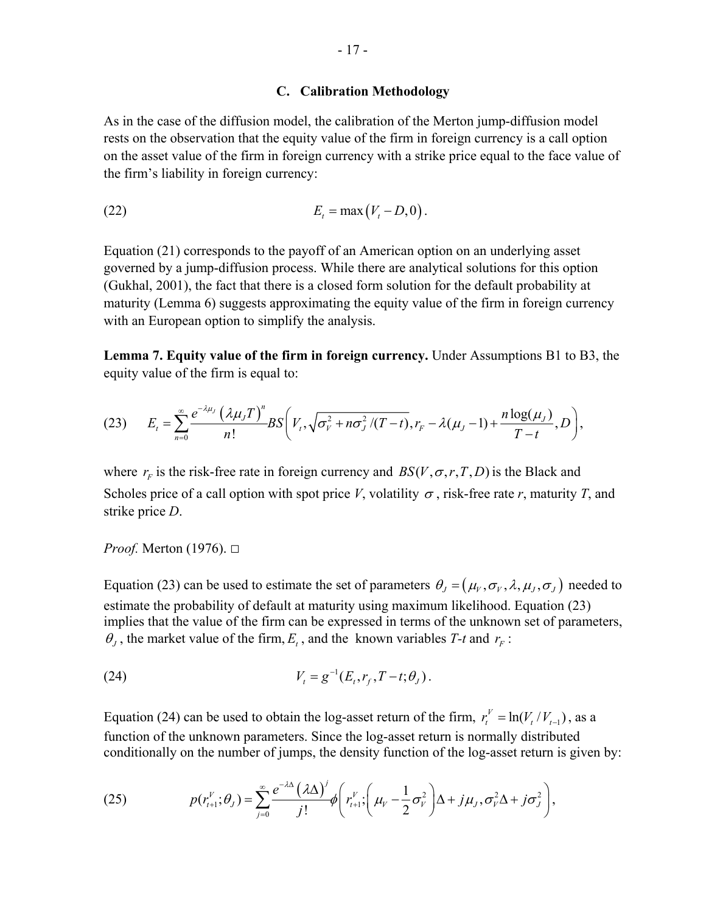### C. Calibration Methodology

As in the case of the diffusion model, the calibration of the Merton jump-diffusion model rests on the observation that the equity value of the firm in foreign currency is a call option on the asset value of the firm in foreign currency with a strike price equal to the face value of the firm's liability in foreign currency:

$$E_t = \max\left(V_t - D, 0\right). \tag{22}$$

Equation (21) corresponds to the payoff of an American option on an underlying asset governed by a jump-diffusion process. While there are analytical solutions for this option (Gukhal, 2001), the fact that there is a closed form solution for the default probability at maturity (Lemma 6) suggests approximating the equity value of the firm in foreign currency with an European option to simplify the analysis.

**Lemma 7. Equity value of the firm in foreign currency.** Under Assumptions B1 to B3, the equity value of the firm is equal to:

$$E_t = \sum_{n=0}^{\infty} \frac{e^{-\lambda\mu_J}\left(\lambda\mu_J T\right)^n}{n!} BS\left(V_t, \sqrt{\sigma_V^2 + n\sigma_J^2/(T-t)}, r_F - \lambda(\mu_J - 1) + \frac{n\log(\mu_J)}{T-t}, D\right), \tag{23}$$

where $r_F$ is the risk-free rate in foreign currency and $BS(V,\sigma,r,T,D)$ is the Black and Scholes price of a call option with spot price $V$, volatility $\sigma$, risk-free rate $r$, maturity $T$, and strike price $D$.

*Proof.* Merton (1976). □

Equation (23) can be used to estimate the set of parameters $\theta_J = \left(\mu_V, \sigma_V, \lambda, \mu_J, \sigma_J\right)$ needed to estimate the probability of default at maturity using maximum likelihood. Equation (23) implies that the value of the firm can be expressed in terms of the unknown set of parameters, $\theta_J$, the market value of the firm, $E_t$, and the known variables $T$-$t$ and $r_F$:

$$V_t = g^{-1}(E_t, r_f, T-t; \theta_J). \tag{24}$$

Equation (24) can be used to obtain the log-asset return of the firm, $r_t^V = \ln(V_t / V_{t-1})$, as a function of the unknown parameters. Since the log-asset return is normally distributed conditionally on the number of jumps, the density function of the log-asset return is given by:

$$p(r_{t+1}^V; \theta_J) = \sum_{j=0}^{\infty} \frac{e^{-\lambda\Delta}\left(\lambda\Delta\right)^j}{j!} \phi\left(r_{t+1}^V; \left(\mu_V - \frac{1}{2}\sigma_V^2\right)\Delta + j\mu_J, \sigma_V^2\Delta + j\sigma_J^2\right), \tag{25}$$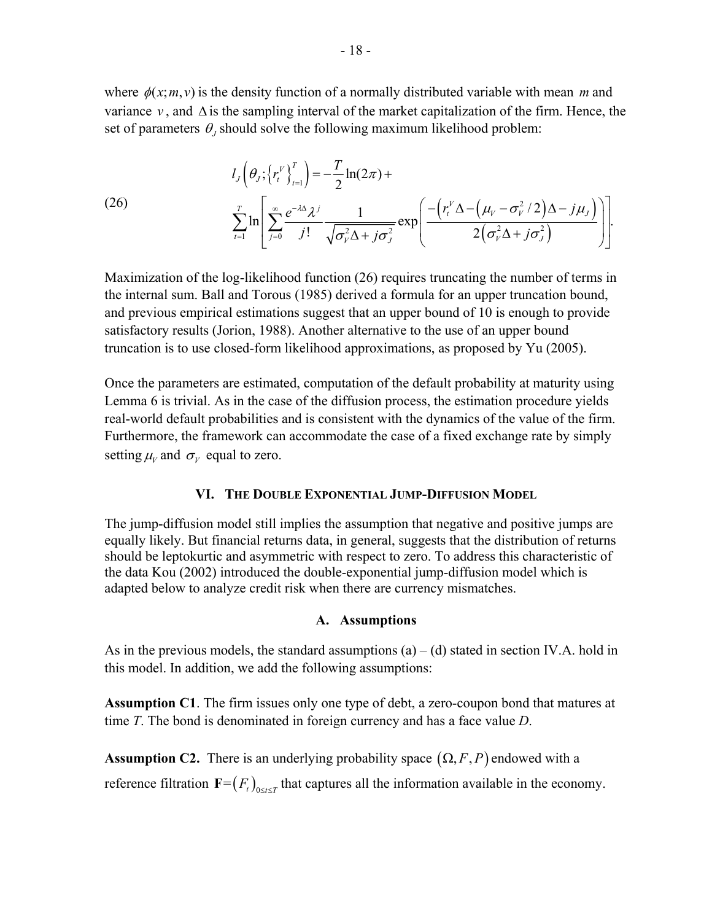where $\phi(x;m,v)$ is the density function of a normally distributed variable with mean $m$ and variance $v$, and $\Delta$ is the sampling interval of the market capitalization of the firm. Hence, the set of parameters $\theta_J$ should solve the following maximum likelihood problem:

$$
l_J\left(\theta_J;\left\{r_t^V\right\}_{t=1}^T\right) = -\frac{T}{2}\ln(2\pi) + \sum_{t=1}^{T}\ln\left[\sum_{j=0}^{\infty}\frac{e^{-\lambda\Delta}\lambda^j}{j!}\frac{1}{\sqrt{\sigma_V^2\Delta + j\sigma_J^2}}\exp\left(\frac{-\left(r_t^V\Delta - \left(\mu_V - \sigma_V^2/2\right)\Delta - j\mu_J\right)}{2\left(\sigma_V^2\Delta + j\sigma_J^2\right)}\right)\right]. \tag{26}
$$

Maximization of the log-likelihood function (26) requires truncating the number of terms in the internal sum. Ball and Torous (1985) derived a formula for an upper truncation bound, and previous empirical estimations suggest that an upper bound of 10 is enough to provide satisfactory results (Jorion, 1988). Another alternative to the use of an upper bound truncation is to use closed-form likelihood approximations, as proposed by Yu (2005).

Once the parameters are estimated, computation of the default probability at maturity using Lemma 6 is trivial. As in the case of the diffusion process, the estimation procedure yields real-world default probabilities and is consistent with the dynamics of the value of the firm. Furthermore, the framework can accommodate the case of a fixed exchange rate by simply setting $\mu_V$ and $\sigma_V$ equal to zero.

## VI. The Double Exponential Jump-Diffusion Model

The jump-diffusion model still implies the assumption that negative and positive jumps are equally likely. But financial returns data, in general, suggests that the distribution of returns should be leptokurtic and asymmetric with respect to zero. To address this characteristic of the data Kou (2002) introduced the double-exponential jump-diffusion model which is adapted below to analyze credit risk when there are currency mismatches.

### A. Assumptions

As in the previous models, the standard assumptions (a) – (d) stated in section IV.A. hold in this model. In addition, we add the following assumptions:

**Assumption C1**. The firm issues only one type of debt, a zero-coupon bond that matures at time *T*. The bond is denominated in foreign currency and has a face value *D*.

**Assumption C2.** There is an underlying probability space $(\Omega, F, P)$ endowed with a reference filtration $\mathbf{F}=\left(F_t\right)_{0\le t\le T}$ that captures all the information available in the economy.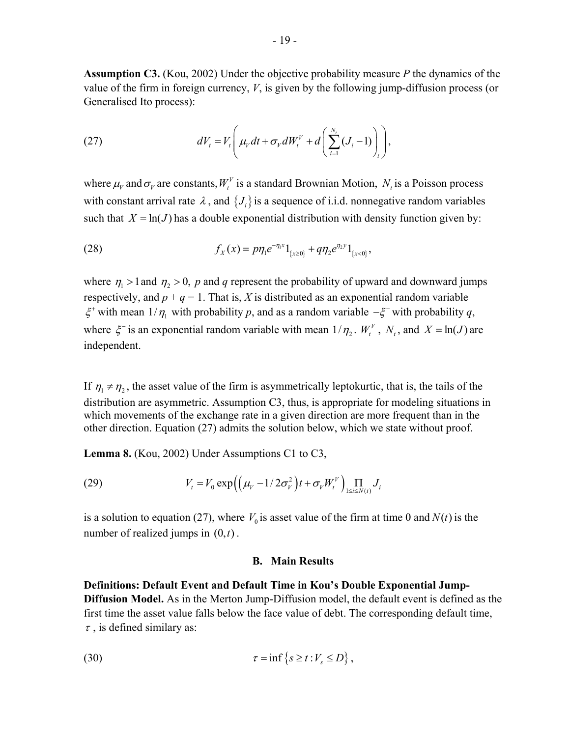**Assumption C3.** (Kou, 2002) Under the objective probability measure *P* the dynamics of the value of the firm in foreign currency, *V*, is given by the following jump-diffusion process (or Generalised Ito process):

$$dV_t = V_t \left( \mu_V dt + \sigma_V dW_t^V + d\left( \sum_{i=1}^{N_t} (J_i - 1) \right)_t \right), \tag{27}$$

where $\mu_V$ and $\sigma_V$ are constants, $W_t^V$ is a standard Brownian Motion, $N_t$ is a Poisson process with constant arrival rate $\lambda$, and $\{J_i\}$ is a sequence of i.i.d. nonnegative random variables such that $X = \ln(J)$ has a double exponential distribution with density function given by:

$$f_X(x) = p\eta_1 e^{-\eta_1 x} 1_{\{x \geq 0\}} + q\eta_2 e^{\eta_2 y} 1_{\{x<0\}}, \tag{28}$$

where $\eta_1 > 1$ and $\eta_2 > 0$, *p* and *q* represent the probability of upward and downward jumps respectively, and *p* + *q* = 1. That is, *X* is distributed as an exponential random variable $\xi^+$ with mean $1/\eta_1$ with probability *p*, and as a random variable $-\xi^-$ with probability *q*, where $\xi^-$ is an exponential random variable with mean $1/\eta_2$. $W_t^V$, $N_t$, and $X = \ln(J)$ are independent.

If $\eta_1 \neq \eta_2$, the asset value of the firm is asymmetrically leptokurtic, that is, the tails of the distribution are asymmetric. Assumption C3, thus, is appropriate for modeling situations in which movements of the exchange rate in a given direction are more frequent than in the other direction. Equation (27) admits the solution below, which we state without proof.

**Lemma 8.** (Kou, 2002) Under Assumptions C1 to C3,

$$V_t = V_0 \exp\left( \left( \mu_V - 1/2\sigma_V^2 \right) t + \sigma_V W_t^V \right) \prod_{1 \leq i \leq N(t)} J_i \tag{29}$$

is a solution to equation (27), where $V_0$ is asset value of the firm at time 0 and $N(t)$ is the number of realized jumps in $(0,t)$.

## B. Main Results

**Definitions: Default Event and Default Time in Kou's Double Exponential Jump-Diffusion Model.** As in the Merton Jump-Diffusion model, the default event is defined as the first time the asset value falls below the face value of debt. The corresponding default time, $\tau$, is defined similary as:

$$\tau = \inf\{s \geq t : V_s \leq D\}, \tag{30}$$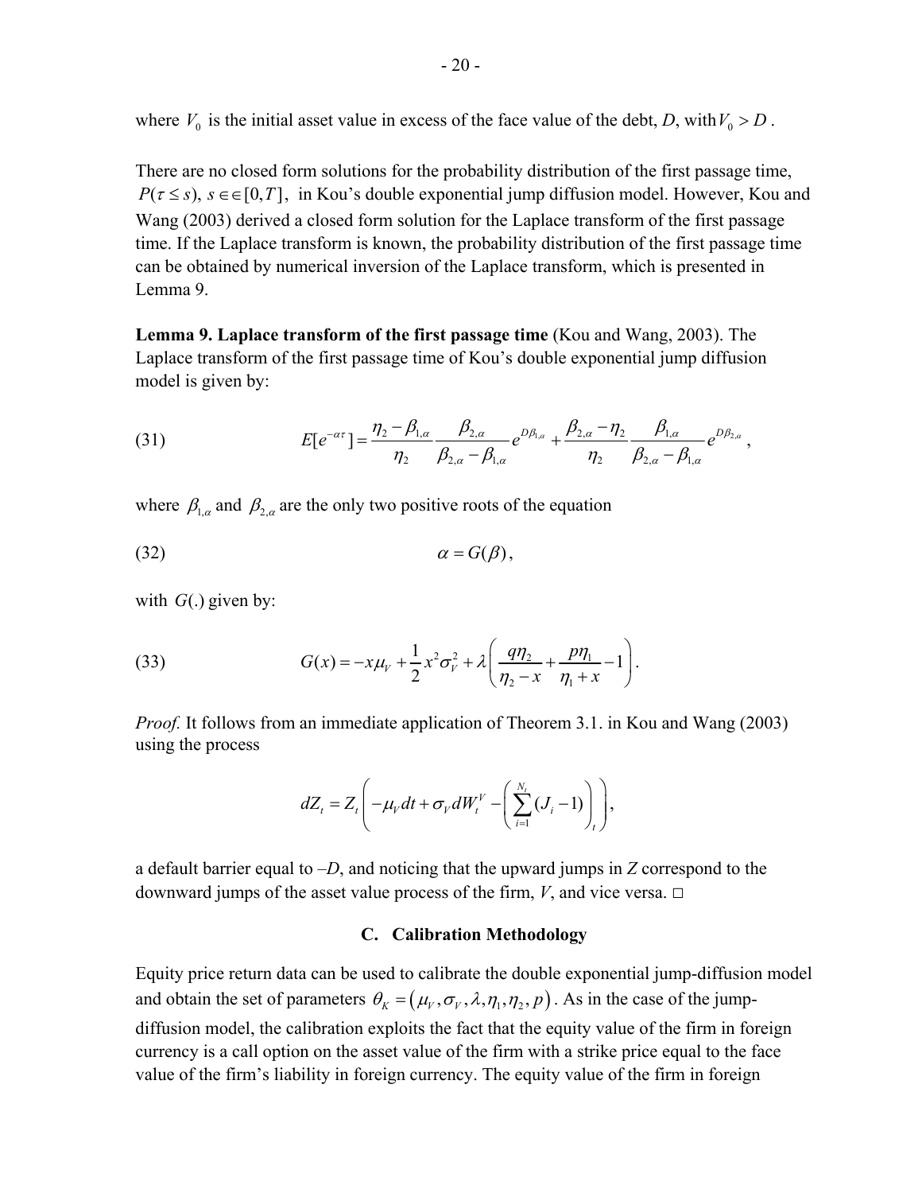where $V_0$ is the initial asset value in excess of the face value of the debt, *D*, with $V_0 > D$.

There are no closed form solutions for the probability distribution of the first passage time, $P(\tau \le s),\ s \in\in [0,T]$, in Kou's double exponential jump diffusion model. However, Kou and Wang (2003) derived a closed form solution for the Laplace transform of the first passage time. If the Laplace transform is known, the probability distribution of the first passage time can be obtained by numerical inversion of the Laplace transform, which is presented in Lemma 9.

**Lemma 9. Laplace transform of the first passage time** (Kou and Wang, 2003). The Laplace transform of the first passage time of Kou's double exponential jump diffusion model is given by:

$$E[e^{-\alpha\tau}] = \frac{\eta_2 - \beta_{1,\alpha}}{\eta_2} \frac{\beta_{2,\alpha}}{\beta_{2,\alpha} - \beta_{1,\alpha}} e^{D\beta_{1,\alpha}} + \frac{\beta_{2,\alpha} - \eta_2}{\eta_2} \frac{\beta_{1,\alpha}}{\beta_{2,\alpha} - \beta_{1,\alpha}} e^{D\beta_{2,\alpha}}, \tag{31}$$

where $\beta_{1,\alpha}$ and $\beta_{2,\alpha}$ are the only two positive roots of the equation

$$\alpha = G(\beta), \tag{32}$$

with $G(.)$ given by:

$$G(x) = -x\mu_V + \frac{1}{2}x^2\sigma_V^2 + \lambda\left(\frac{q\eta_2}{\eta_2 - x} + \frac{p\eta_1}{\eta_1 + x} - 1\right). \tag{33}$$

*Proof.* It follows from an immediate application of Theorem 3.1. in Kou and Wang (2003) using the process

$$dZ_t = Z_t\left(-\mu_V dt + \sigma_V dW_t^V - \left(\sum_{i=1}^{N_t}(J_i - 1)\right)_t\right),$$

a default barrier equal to $-D$, and noticing that the upward jumps in *Z* correspond to the downward jumps of the asset value process of the firm, *V*, and vice versa. □

### C. Calibration Methodology

Equity price return data can be used to calibrate the double exponential jump-diffusion model and obtain the set of parameters $\theta_K = (\mu_V, \sigma_V, \lambda, \eta_1, \eta_2, p)$. As in the case of the jump-diffusion model, the calibration exploits the fact that the equity value of the firm in foreign currency is a call option on the asset value of the firm with a strike price equal to the face value of the firm's liability in foreign currency. The equity value of the firm in foreign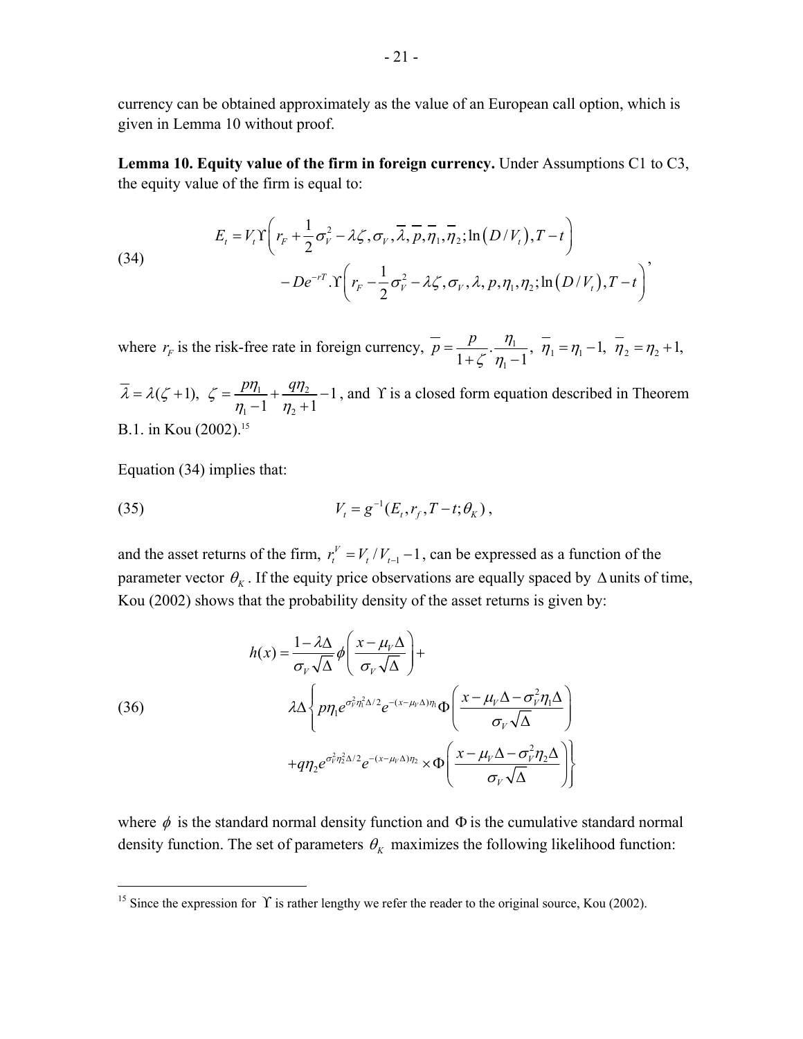currency can be obtained approximately as the value of an European call option, which is given in Lemma 10 without proof.

**Lemma 10. Equity value of the firm in foreign currency.** Under Assumptions C1 to C3, the equity value of the firm is equal to:

$$
\begin{aligned}
E_t = V_t \Upsilon\left( r_F + \frac{1}{2}\sigma_V^2 - \lambda\zeta, \sigma_V, \overline{\lambda}, \overline{p}, \overline{\eta}_1, \overline{\eta}_2; \ln\left(D/V_t\right), T-t \right) \\
- De^{-rT}.\Upsilon\left( r_F - \frac{1}{2}\sigma_V^2 - \lambda\zeta, \sigma_V, \lambda, p, \eta_1, \eta_2; \ln\left(D/V_t\right), T-t \right)
\end{aligned}, \tag{34}
$$

where $r_F$ is the risk-free rate in foreign currency, $\overline{p} = \frac{p}{1+\zeta}.\frac{\eta_1}{\eta_1 - 1}$, $\overline{\eta}_1 = \eta_1 - 1$, $\overline{\eta}_2 = \eta_2 + 1$, $\overline{\lambda} = \lambda(\zeta+1)$, $\zeta = \frac{p\eta_1}{\eta_1 - 1} + \frac{q\eta_2}{\eta_2 + 1} - 1$, and $\Upsilon$ is a closed form equation described in Theorem B.1. in Kou (2002).[15]

Equation (34) implies that:

$$
V_t = g^{-1}(E_t, r_f, T-t; \theta_K), \tag{35}
$$

and the asset returns of the firm, $r_t^V = V_t / V_{t-1} - 1$, can be expressed as a function of the parameter vector $\theta_K$. If the equity price observations are equally spaced by $\Delta$ units of time, Kou (2002) shows that the probability density of the asset returns is given by:

$$
\begin{aligned}
h(x) = \frac{1-\lambda\Delta}{\sigma_V\sqrt{\Delta}}\phi\left(\frac{x-\mu_V\Delta}{\sigma_V\sqrt{\Delta}}\right) + \\
\lambda\Delta\left\{ p\eta_1 e^{\sigma_V^2\eta_1^2\Delta/2} e^{-(x-\mu_V\Delta)\eta_1}\Phi\left(\frac{x-\mu_V\Delta-\sigma_V^2\eta_1\Delta}{\sigma_V\sqrt{\Delta}}\right) \right. \\
\left. + q\eta_2 e^{\sigma_V^2\eta_2^2\Delta/2} e^{-(x-\mu_V\Delta)\eta_2} \times \Phi\left(\frac{x-\mu_V\Delta-\sigma_V^2\eta_2\Delta}{\sigma_V\sqrt{\Delta}}\right) \right\}
\end{aligned} \tag{36}
$$

where $\phi$ is the standard normal density function and $\Phi$ is the cumulative standard normal density function. The set of parameters $\theta_K$ maximizes the following likelihood function:

[15] Since the expression for $\Upsilon$ is rather lengthy we refer the reader to the original source, Kou (2002).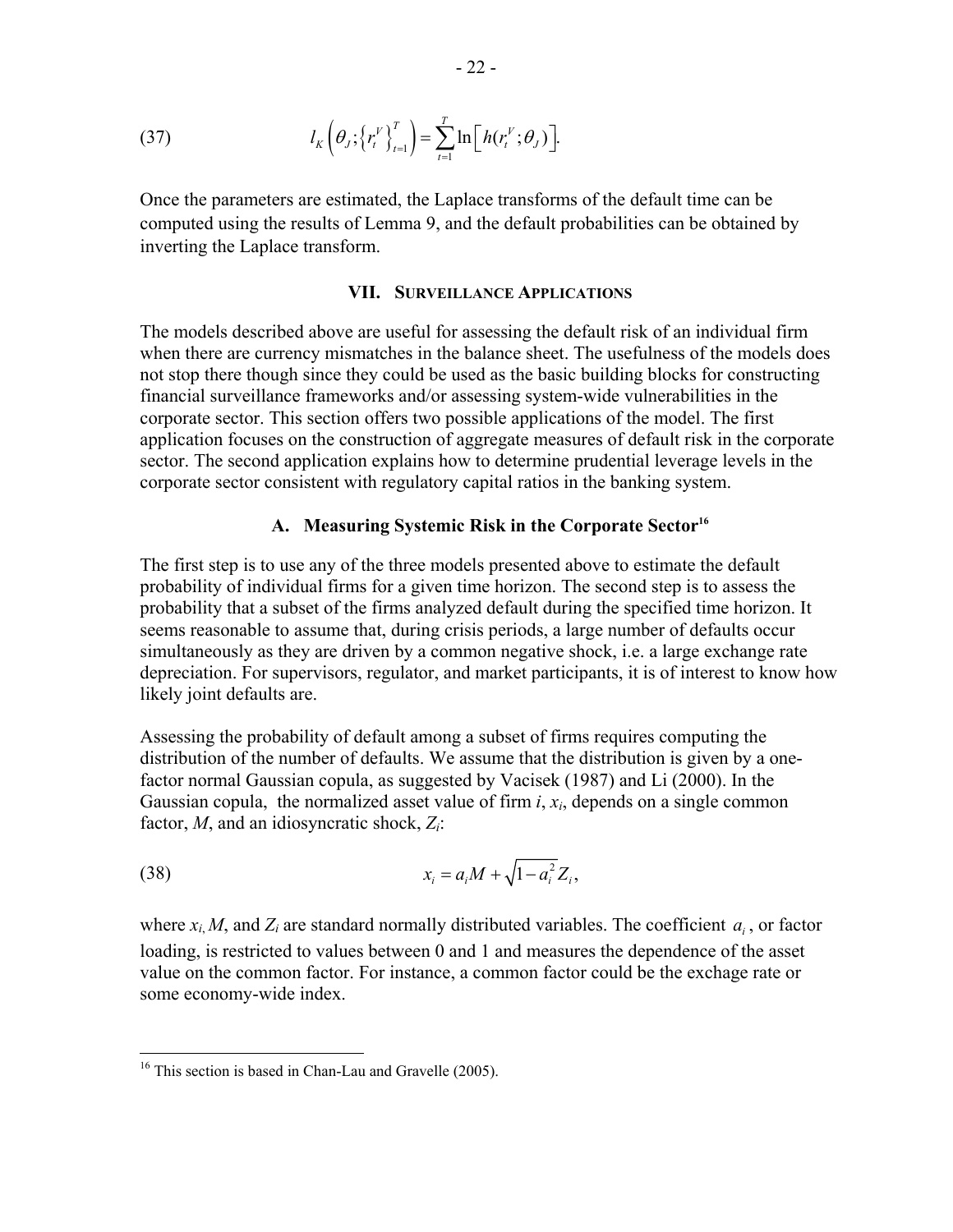$$l_K\left(\theta_J;\left\{r_t^V\right\}_{t=1}^T\right)=\sum_{t=1}^T \ln\left[h(r_t^V;\theta_J)\right]. \tag{37}$$

Once the parameters are estimated, the Laplace transforms of the default time can be computed using the results of Lemma 9, and the default probabilities can be obtained by inverting the Laplace transform.

## VII. Surveillance Applications

The models described above are useful for assessing the default risk of an individual firm when there are currency mismatches in the balance sheet. The usefulness of the models does not stop there though since they could be used as the basic building blocks for constructing financial surveillance frameworks and/or assessing system-wide vulnerabilities in the corporate sector. This section offers two possible applications of the model. The first application focuses on the construction of aggregate measures of default risk in the corporate sector. The second application explains how to determine prudential leverage levels in the corporate sector consistent with regulatory capital ratios in the banking system.

### A. Measuring Systemic Risk in the Corporate Sector[16]

The first step is to use any of the three models presented above to estimate the default probability of individual firms for a given time horizon. The second step is to assess the probability that a subset of the firms analyzed default during the specified time horizon. It seems reasonable to assume that, during crisis periods, a large number of defaults occur simultaneously as they are driven by a common negative shock, i.e. a large exchange rate depreciation. For supervisors, regulator, and market participants, it is of interest to know how likely joint defaults are.

Assessing the probability of default among a subset of firms requires computing the distribution of the number of defaults. We assume that the distribution is given by a one-factor normal Gaussian copula, as suggested by Vacisek (1987) and Li (2000). In the Gaussian copula, the normalized asset value of firm $i$, $x_i$, depends on a single common factor, $M$, and an idiosyncratic shock, $Z_i$:

$$x_i = a_i M + \sqrt{1-a_i^2}\,Z_i, \tag{38}$$

where $x_i$, $M$, and $Z_i$ are standard normally distributed variables. The coefficient $a_i$, or factor loading, is restricted to values between 0 and 1 and measures the dependence of the asset value on the common factor. For instance, a common factor could be the exchage rate or some economy-wide index.

---

[16] This section is based in Chan-Lau and Gravelle (2005).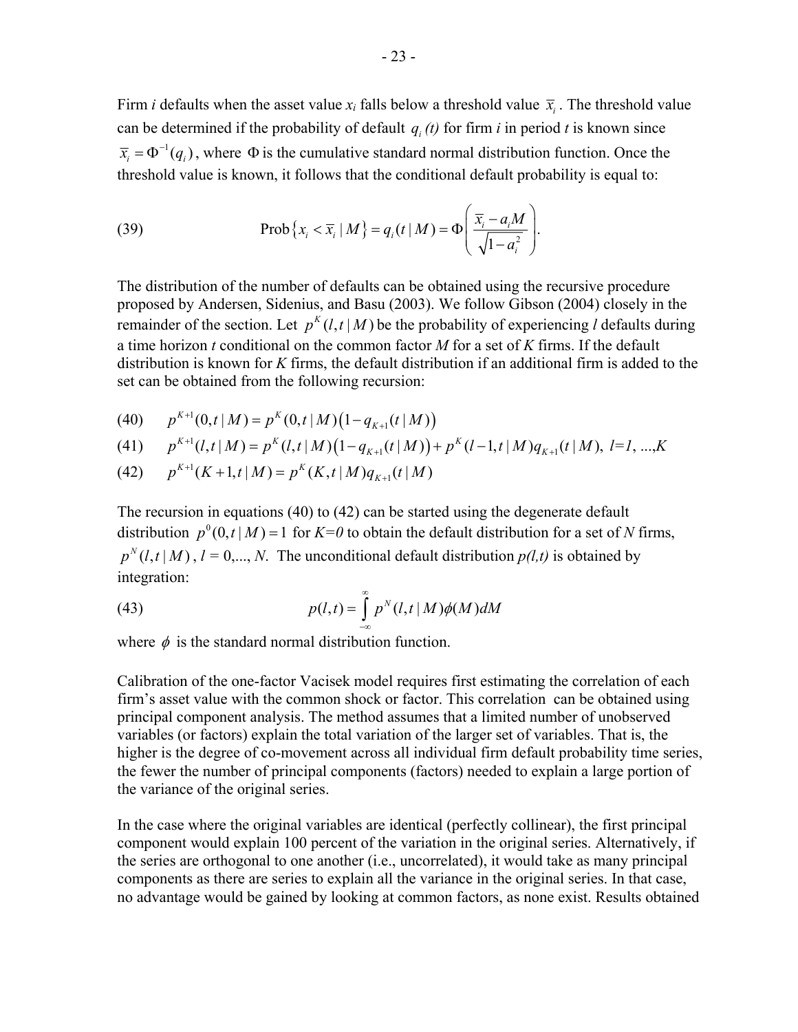Firm $i$ defaults when the asset value $x_i$ falls below a threshold value $\bar{x}_i$. The threshold value can be determined if the probability of default $q_i(t)$ for firm $i$ in period $t$ is known since $\bar{x}_i = \Phi^{-1}(q_i)$, where $\Phi$ is the cumulative standard normal distribution function. Once the threshold value is known, it follows that the conditional default probability is equal to:

$$\text{Prob}\left\{x_i < \bar{x}_i \mid M\right\} = q_i(t \mid M) = \Phi\left(\frac{\bar{x}_i - a_i M}{\sqrt{1-a_i^2}}\right). \tag{39}$$

The distribution of the number of defaults can be obtained using the recursive procedure proposed by Andersen, Sidenius, and Basu (2003). We follow Gibson (2004) closely in the remainder of the section. Let $p^K(l,t \mid M)$ be the probability of experiencing $l$ defaults during a time horizon $t$ conditional on the common factor $M$ for a set of $K$ firms. If the default distribution is known for $K$ firms, the default distribution if an additional firm is added to the set can be obtained from the following recursion:

$$p^{K+1}(0,t \mid M) = p^K(0,t \mid M)\left(1 - q_{K+1}(t \mid M)\right) \tag{40}$$

$$p^{K+1}(l,t \mid M) = p^K(l,t \mid M)\left(1 - q_{K+1}(t \mid M)\right) + p^K(l-1,t \mid M)q_{K+1}(t \mid M),\ l=1, ...,K \tag{41}$$

$$p^{K+1}(K+1,t \mid M) = p^K(K,t \mid M)q_{K+1}(t \mid M) \tag{42}$$

The recursion in equations (40) to (42) can be started using the degenerate default distribution $p^0(0,t \mid M) = 1$ for $K=0$ to obtain the default distribution for a set of $N$ firms, $p^N(l,t \mid M)$, $l = 0,..., N$. The unconditional default distribution $p(l,t)$ is obtained by integration:

$$p(l,t) = \int_{-\infty}^{\infty} p^N(l,t \mid M)\phi(M)dM \tag{43}$$

where $\phi$ is the standard normal distribution function.

Calibration of the one-factor Vacisek model requires first estimating the correlation of each firm's asset value with the common shock or factor. This correlation can be obtained using principal component analysis. The method assumes that a limited number of unobserved variables (or factors) explain the total variation of the larger set of variables. That is, the higher is the degree of co-movement across all individual firm default probability time series, the fewer the number of principal components (factors) needed to explain a large portion of the variance of the original series.

In the case where the original variables are identical (perfectly collinear), the first principal component would explain 100 percent of the variation in the original series. Alternatively, if the series are orthogonal to one another (i.e., uncorrelated), it would take as many principal components as there are series to explain all the variance in the original series. In that case, no advantage would be gained by looking at common factors, as none exist. Results obtained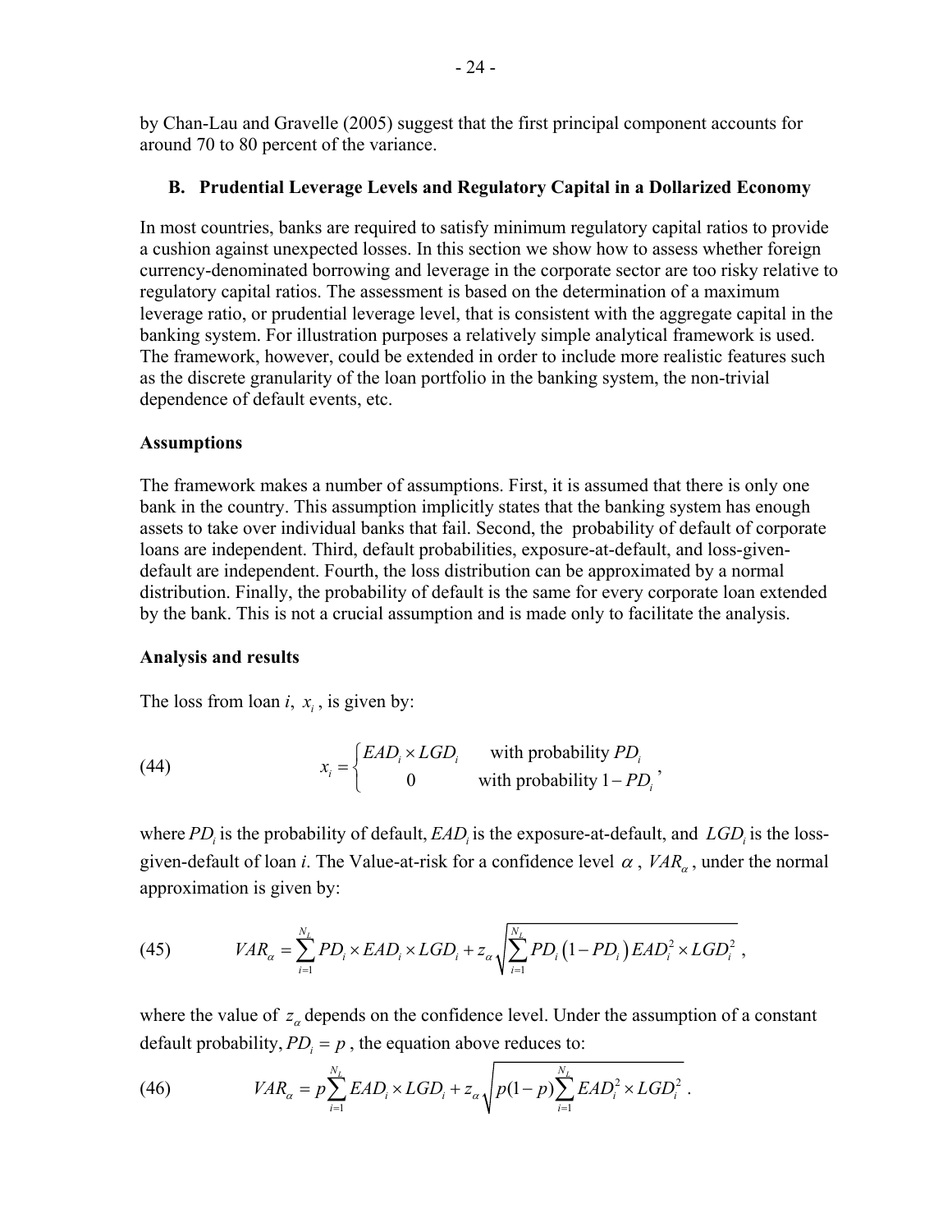by Chan-Lau and Gravelle (2005) suggest that the first principal component accounts for around 70 to 80 percent of the variance.

## B. Prudential Leverage Levels and Regulatory Capital in a Dollarized Economy

In most countries, banks are required to satisfy minimum regulatory capital ratios to provide a cushion against unexpected losses. In this section we show how to assess whether foreign currency-denominated borrowing and leverage in the corporate sector are too risky relative to regulatory capital ratios. The assessment is based on the determination of a maximum leverage ratio, or prudential leverage level, that is consistent with the aggregate capital in the banking system. For illustration purposes a relatively simple analytical framework is used. The framework, however, could be extended in order to include more realistic features such as the discrete granularity of the loan portfolio in the banking system, the non-trivial dependence of default events, etc.

**Assumptions**

The framework makes a number of assumptions. First, it is assumed that there is only one bank in the country. This assumption implicitly states that the banking system has enough assets to take over individual banks that fail. Second, the probability of default of corporate loans are independent. Third, default probabilities, exposure-at-default, and loss-given-default are independent. Fourth, the loss distribution can be approximated by a normal distribution. Finally, the probability of default is the same for every corporate loan extended by the bank. This is not a crucial assumption and is made only to facilitate the analysis.

**Analysis and results**

The loss from loan *i*, $x_i$, is given by:

$$x_i = \begin{cases} EAD_i \times LGD_i & \text{with probability } PD_i \\ 0 & \text{with probability } 1 - PD_i \end{cases}, \tag{44}$$

where $PD_i$ is the probability of default, $EAD_i$ is the exposure-at-default, and $LGD_i$ is the loss-given-default of loan *i*. The Value-at-risk for a confidence level $\alpha$, $VAR_\alpha$, under the normal approximation is given by:

$$VAR_\alpha = \sum_{i=1}^{N_L} PD_i \times EAD_i \times LGD_i + z_\alpha \sqrt{\sum_{i=1}^{N_L} PD_i \left(1 - PD_i\right) EAD_i^2 \times LGD_i^2}\,, \tag{45}$$

where the value of $z_\alpha$ depends on the confidence level. Under the assumption of a constant default probability, $PD_i = p$, the equation above reduces to:

$$VAR_\alpha = p\sum_{i=1}^{N_L} EAD_i \times LGD_i + z_\alpha \sqrt{p(1-p)\sum_{i=1}^{N_L} EAD_i^2 \times LGD_i^2}\,. \tag{46}$$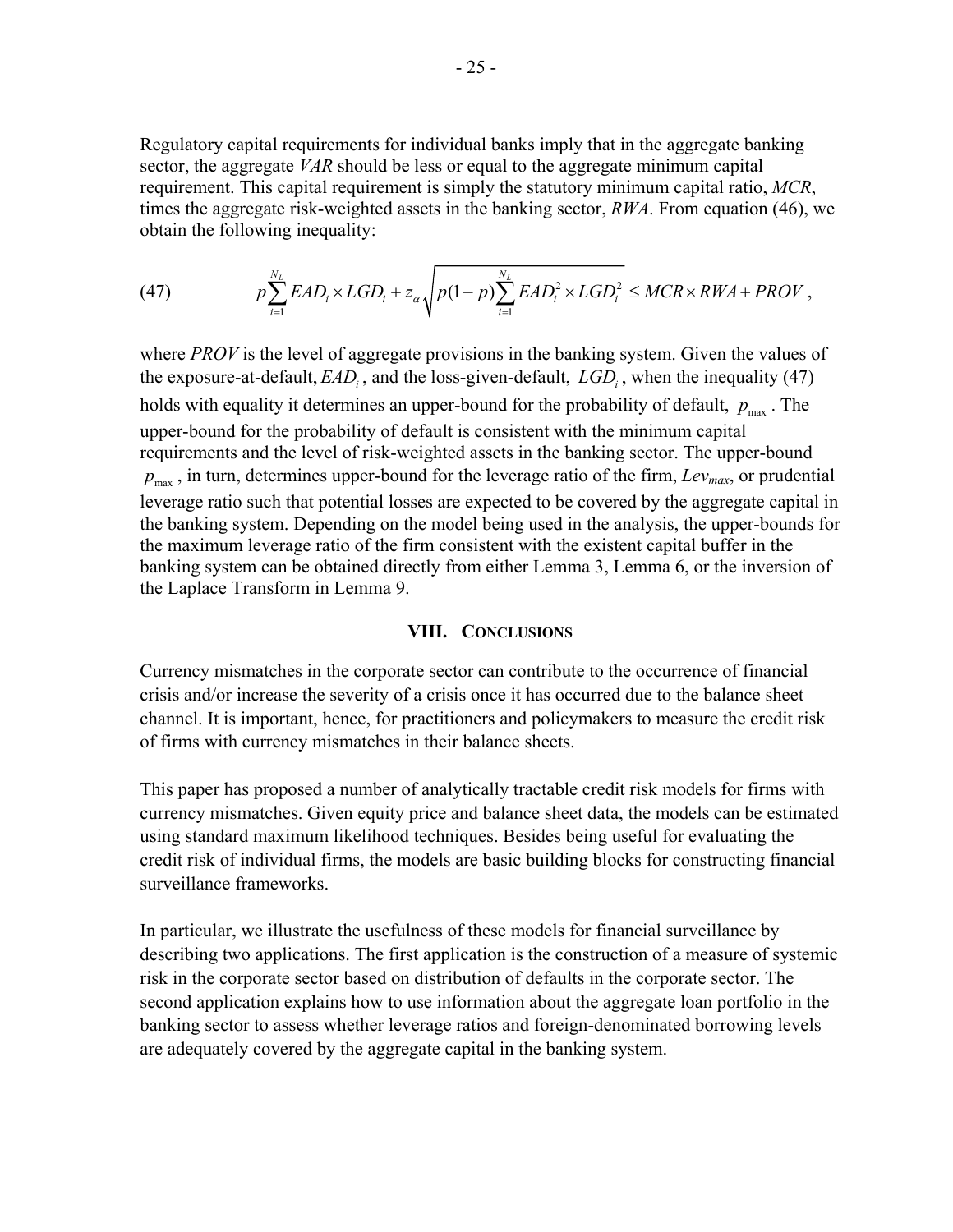Regulatory capital requirements for individual banks imply that in the aggregate banking sector, the aggregate *VAR* should be less or equal to the aggregate minimum capital requirement. This capital requirement is simply the statutory minimum capital ratio, *MCR*, times the aggregate risk-weighted assets in the banking sector, *RWA*. From equation (46), we obtain the following inequality:

$$(47) \qquad p\sum_{i=1}^{N_L} EAD_i \times LGD_i + z_\alpha \sqrt{p(1-p)\sum_{i=1}^{N_L} EAD_i^2 \times LGD_i^2} \leq MCR \times RWA + PROV \,,$$

where *PROV* is the level of aggregate provisions in the banking system. Given the values of the exposure-at-default, $EAD_i$, and the loss-given-default, $LGD_i$, when the inequality (47) holds with equality it determines an upper-bound for the probability of default, $p_{\max}$. The upper-bound for the probability of default is consistent with the minimum capital requirements and the level of risk-weighted assets in the banking sector. The upper-bound $p_{\max}$, in turn, determines upper-bound for the leverage ratio of the firm, $Lev_{max}$, or prudential leverage ratio such that potential losses are expected to be covered by the aggregate capital in the banking system. Depending on the model being used in the analysis, the upper-bounds for the maximum leverage ratio of the firm consistent with the existent capital buffer in the banking system can be obtained directly from either Lemma 3, Lemma 6, or the inversion of the Laplace Transform in Lemma 9.

## VIII. Conclusions

Currency mismatches in the corporate sector can contribute to the occurrence of financial crisis and/or increase the severity of a crisis once it has occurred due to the balance sheet channel. It is important, hence, for practitioners and policymakers to measure the credit risk of firms with currency mismatches in their balance sheets.

This paper has proposed a number of analytically tractable credit risk models for firms with currency mismatches. Given equity price and balance sheet data, the models can be estimated using standard maximum likelihood techniques. Besides being useful for evaluating the credit risk of individual firms, the models are basic building blocks for constructing financial surveillance frameworks.

In particular, we illustrate the usefulness of these models for financial surveillance by describing two applications. The first application is the construction of a measure of systemic risk in the corporate sector based on distribution of defaults in the corporate sector. The second application explains how to use information about the aggregate loan portfolio in the banking sector to assess whether leverage ratios and foreign-denominated borrowing levels are adequately covered by the aggregate capital in the banking system.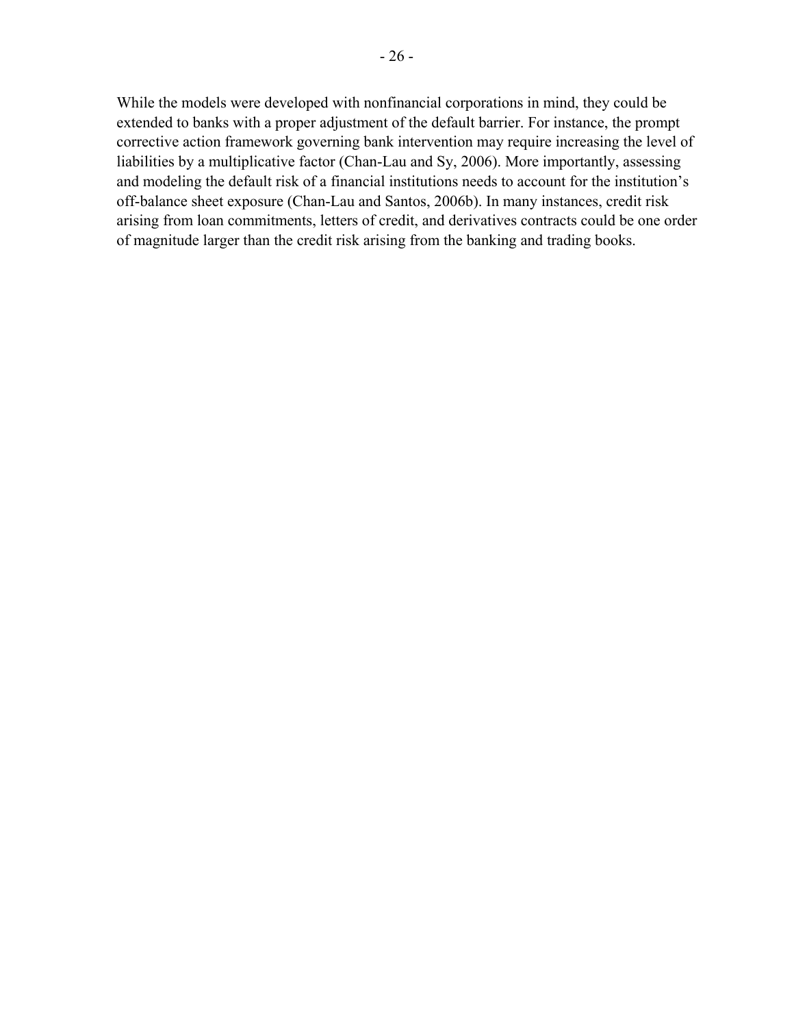While the models were developed with nonfinancial corporations in mind, they could be extended to banks with a proper adjustment of the default barrier. For instance, the prompt corrective action framework governing bank intervention may require increasing the level of liabilities by a multiplicative factor (Chan-Lau and Sy, 2006). More importantly, assessing and modeling the default risk of a financial institutions needs to account for the institution's off-balance sheet exposure (Chan-Lau and Santos, 2006b). In many instances, credit risk arising from loan commitments, letters of credit, and derivatives contracts could be one order of magnitude larger than the credit risk arising from the banking and trading books.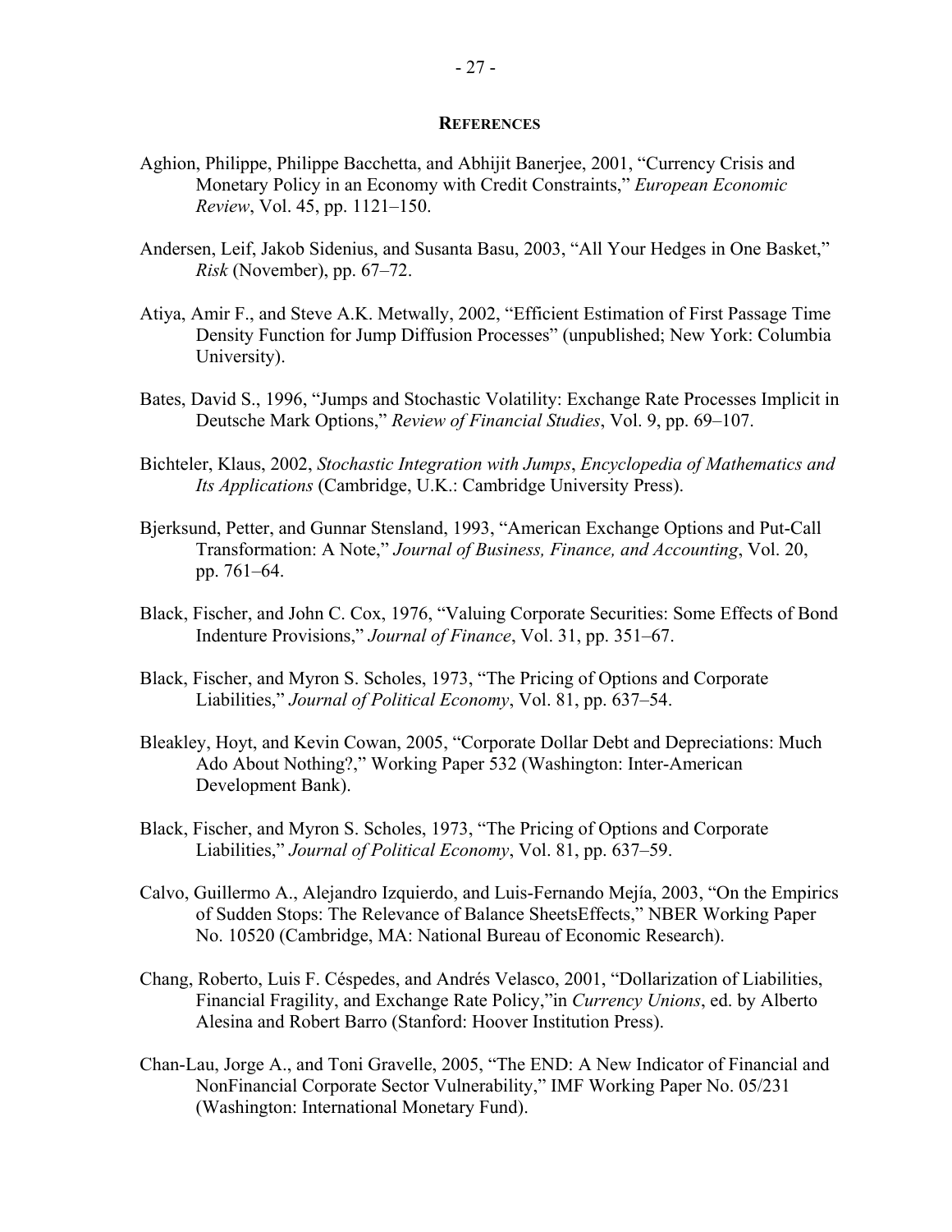## REFERENCES

Aghion, Philippe, Philippe Bacchetta, and Abhijit Banerjee, 2001, "Currency Crisis and Monetary Policy in an Economy with Credit Constraints," *European Economic Review*, Vol. 45, pp. 1121–150.

Andersen, Leif, Jakob Sidenius, and Susanta Basu, 2003, "All Your Hedges in One Basket," *Risk* (November), pp. 67–72.

Atiya, Amir F., and Steve A.K. Metwally, 2002, "Efficient Estimation of First Passage Time Density Function for Jump Diffusion Processes" (unpublished; New York: Columbia University).

Bates, David S., 1996, "Jumps and Stochastic Volatility: Exchange Rate Processes Implicit in Deutsche Mark Options," *Review of Financial Studies*, Vol. 9, pp. 69–107.

Bichteler, Klaus, 2002, *Stochastic Integration with Jumps*, *Encyclopedia of Mathematics and Its Applications* (Cambridge, U.K.: Cambridge University Press).

Bjerksund, Petter, and Gunnar Stensland, 1993, "American Exchange Options and Put-Call Transformation: A Note," *Journal of Business, Finance, and Accounting*, Vol. 20, pp. 761–64.

Black, Fischer, and John C. Cox, 1976, "Valuing Corporate Securities: Some Effects of Bond Indenture Provisions," *Journal of Finance*, Vol. 31, pp. 351–67.

Black, Fischer, and Myron S. Scholes, 1973, "The Pricing of Options and Corporate Liabilities," *Journal of Political Economy*, Vol. 81, pp. 637–54.

Bleakley, Hoyt, and Kevin Cowan, 2005, "Corporate Dollar Debt and Depreciations: Much Ado About Nothing?," Working Paper 532 (Washington: Inter-American Development Bank).

Black, Fischer, and Myron S. Scholes, 1973, "The Pricing of Options and Corporate Liabilities," *Journal of Political Economy*, Vol. 81, pp. 637–59.

Calvo, Guillermo A., Alejandro Izquierdo, and Luis-Fernando Mejía, 2003, "On the Empirics of Sudden Stops: The Relevance of Balance SheetsEffects," NBER Working Paper No. 10520 (Cambridge, MA: National Bureau of Economic Research).

Chang, Roberto, Luis F. Céspedes, and Andrés Velasco, 2001, "Dollarization of Liabilities, Financial Fragility, and Exchange Rate Policy,"in *Currency Unions*, ed. by Alberto Alesina and Robert Barro (Stanford: Hoover Institution Press).

Chan-Lau, Jorge A., and Toni Gravelle, 2005, "The END: A New Indicator of Financial and NonFinancial Corporate Sector Vulnerability," IMF Working Paper No. 05/231 (Washington: International Monetary Fund).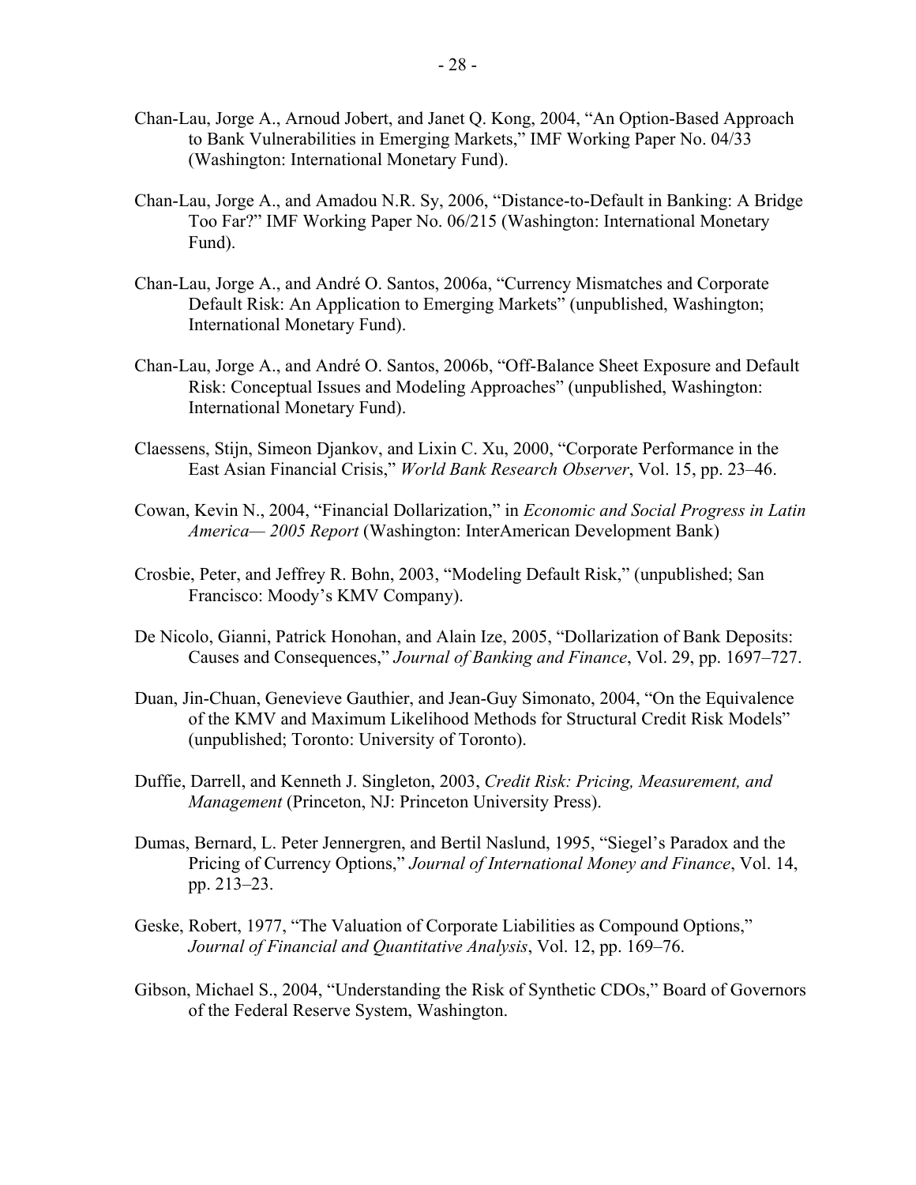Chan-Lau, Jorge A., Arnoud Jobert, and Janet Q. Kong, 2004, "An Option-Based Approach to Bank Vulnerabilities in Emerging Markets," IMF Working Paper No. 04/33 (Washington: International Monetary Fund).

Chan-Lau, Jorge A., and Amadou N.R. Sy, 2006, "Distance-to-Default in Banking: A Bridge Too Far?" IMF Working Paper No. 06/215 (Washington: International Monetary Fund).

Chan-Lau, Jorge A., and André O. Santos, 2006a, "Currency Mismatches and Corporate Default Risk: An Application to Emerging Markets" (unpublished, Washington; International Monetary Fund).

Chan-Lau, Jorge A., and André O. Santos, 2006b, "Off-Balance Sheet Exposure and Default Risk: Conceptual Issues and Modeling Approaches" (unpublished, Washington: International Monetary Fund).

Claessens, Stijn, Simeon Djankov, and Lixin C. Xu, 2000, "Corporate Performance in the East Asian Financial Crisis," *World Bank Research Observer*, Vol. 15, pp. 23–46.

Cowan, Kevin N., 2004, "Financial Dollarization," in *Economic and Social Progress in Latin America— 2005 Report* (Washington: InterAmerican Development Bank)

Crosbie, Peter, and Jeffrey R. Bohn, 2003, "Modeling Default Risk," (unpublished; San Francisco: Moody's KMV Company).

De Nicolo, Gianni, Patrick Honohan, and Alain Ize, 2005, "Dollarization of Bank Deposits: Causes and Consequences," *Journal of Banking and Finance*, Vol. 29, pp. 1697–727.

Duan, Jin-Chuan, Genevieve Gauthier, and Jean-Guy Simonato, 2004, "On the Equivalence of the KMV and Maximum Likelihood Methods for Structural Credit Risk Models" (unpublished; Toronto: University of Toronto).

Duffie, Darrell, and Kenneth J. Singleton, 2003, *Credit Risk: Pricing, Measurement, and Management* (Princeton, NJ: Princeton University Press).

Dumas, Bernard, L. Peter Jennergren, and Bertil Naslund, 1995, "Siegel's Paradox and the Pricing of Currency Options," *Journal of International Money and Finance*, Vol. 14, pp. 213–23.

Geske, Robert, 1977, "The Valuation of Corporate Liabilities as Compound Options," *Journal of Financial and Quantitative Analysis*, Vol. 12, pp. 169–76.

Gibson, Michael S., 2004, "Understanding the Risk of Synthetic CDOs," Board of Governors of the Federal Reserve System, Washington.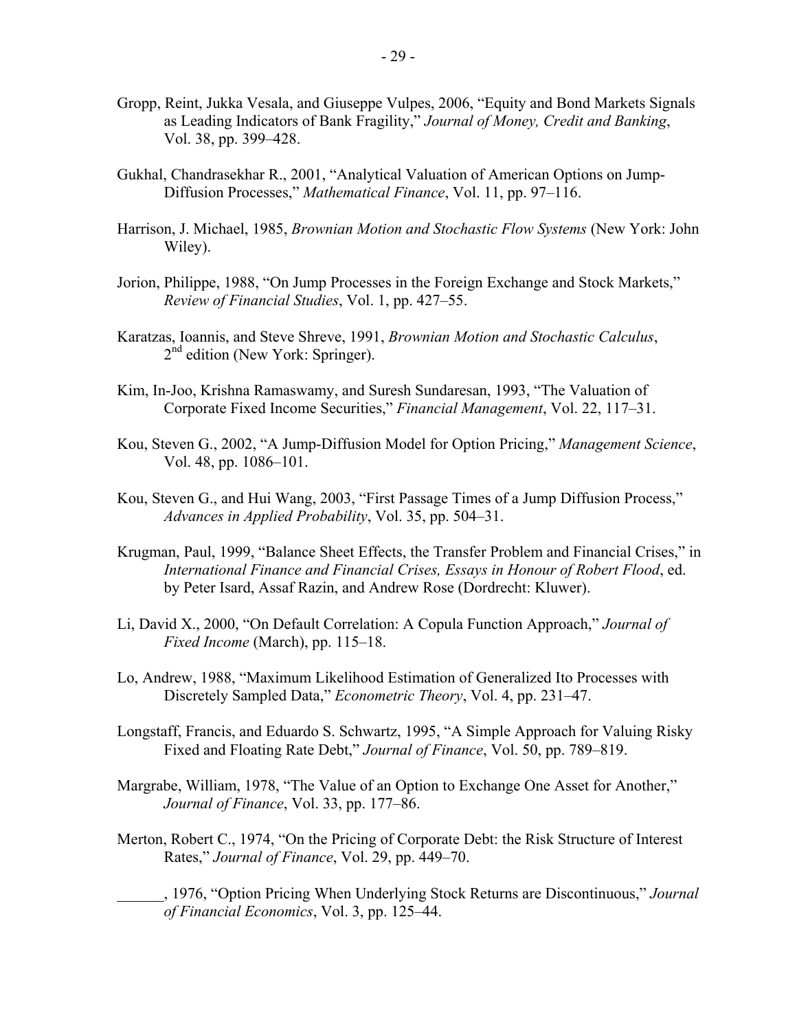Gropp, Reint, Jukka Vesala, and Giuseppe Vulpes, 2006, "Equity and Bond Markets Signals as Leading Indicators of Bank Fragility," *Journal of Money, Credit and Banking*, Vol. 38, pp. 399–428.

Gukhal, Chandrasekhar R., 2001, "Analytical Valuation of American Options on Jump-Diffusion Processes," *Mathematical Finance*, Vol. 11, pp. 97–116.

Harrison, J. Michael, 1985, *Brownian Motion and Stochastic Flow Systems* (New York: John Wiley).

Jorion, Philippe, 1988, "On Jump Processes in the Foreign Exchange and Stock Markets," *Review of Financial Studies*, Vol. 1, pp. 427–55.

Karatzas, Ioannis, and Steve Shreve, 1991, *Brownian Motion and Stochastic Calculus*, 2nd edition (New York: Springer).

Kim, In-Joo, Krishna Ramaswamy, and Suresh Sundaresan, 1993, "The Valuation of Corporate Fixed Income Securities," *Financial Management*, Vol. 22, 117–31.

Kou, Steven G., 2002, "A Jump-Diffusion Model for Option Pricing," *Management Science*, Vol. 48, pp. 1086–101.

Kou, Steven G., and Hui Wang, 2003, "First Passage Times of a Jump Diffusion Process," *Advances in Applied Probability*, Vol. 35, pp. 504–31.

Krugman, Paul, 1999, "Balance Sheet Effects, the Transfer Problem and Financial Crises," in *International Finance and Financial Crises, Essays in Honour of Robert Flood*, ed. by Peter Isard, Assaf Razin, and Andrew Rose (Dordrecht: Kluwer).

Li, David X., 2000, "On Default Correlation: A Copula Function Approach," *Journal of Fixed Income* (March), pp. 115–18.

Lo, Andrew, 1988, "Maximum Likelihood Estimation of Generalized Ito Processes with Discretely Sampled Data," *Econometric Theory*, Vol. 4, pp. 231–47.

Longstaff, Francis, and Eduardo S. Schwartz, 1995, "A Simple Approach for Valuing Risky Fixed and Floating Rate Debt," *Journal of Finance*, Vol. 50, pp. 789–819.

Margrabe, William, 1978, "The Value of an Option to Exchange One Asset for Another," *Journal of Finance*, Vol. 33, pp. 177–86.

Merton, Robert C., 1974, "On the Pricing of Corporate Debt: the Risk Structure of Interest Rates," *Journal of Finance*, Vol. 29, pp. 449–70.

______, 1976, "Option Pricing When Underlying Stock Returns are Discontinuous," *Journal of Financial Economics*, Vol. 3, pp. 125–44.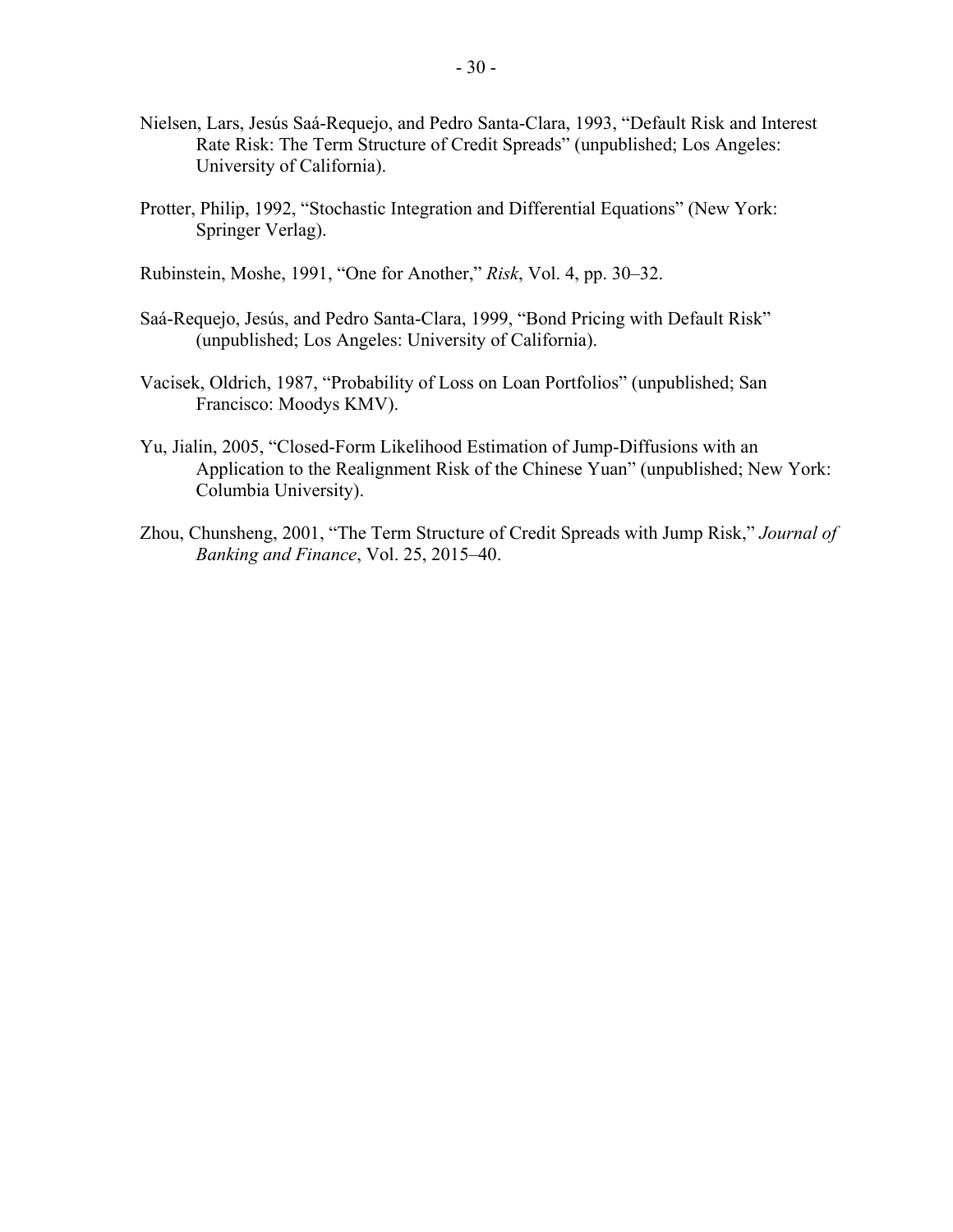Nielsen, Lars, Jesús Saá-Requejo, and Pedro Santa-Clara, 1993, "Default Risk and Interest Rate Risk: The Term Structure of Credit Spreads" (unpublished; Los Angeles: University of California).

Protter, Philip, 1992, "Stochastic Integration and Differential Equations" (New York: Springer Verlag).

Rubinstein, Moshe, 1991, "One for Another," *Risk*, Vol. 4, pp. 30–32.

Saá-Requejo, Jesús, and Pedro Santa-Clara, 1999, "Bond Pricing with Default Risk" (unpublished; Los Angeles: University of California).

Vacisek, Oldrich, 1987, "Probability of Loss on Loan Portfolios" (unpublished; San Francisco: Moodys KMV).

Yu, Jialin, 2005, "Closed-Form Likelihood Estimation of Jump-Diffusions with an Application to the Realignment Risk of the Chinese Yuan" (unpublished; New York: Columbia University).

Zhou, Chunsheng, 2001, "The Term Structure of Credit Spreads with Jump Risk," *Journal of Banking and Finance*, Vol. 25, 2015–40.